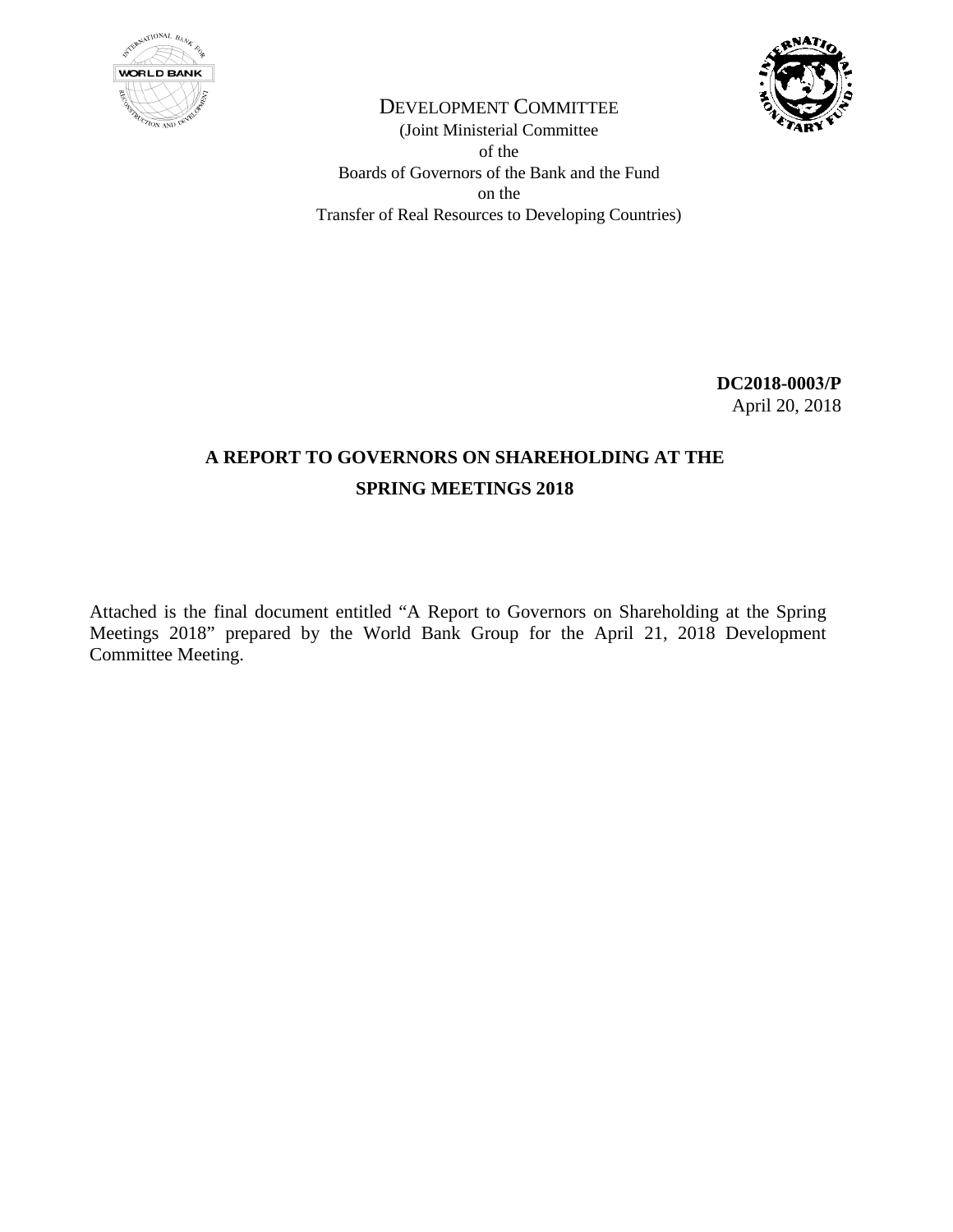DEVELOPMENT COMMITTEE
(Joint Ministerial Committee
of the
Boards of Governors of the Bank and the Fund
on the
Transfer of Real Resources to Developing Countries)

**DC2018-0003/P**
April 20, 2018

# A REPORT TO GOVERNORS ON SHAREHOLDING AT THE SPRING MEETINGS 2018

Attached is the final document entitled "A Report to Governors on Shareholding at the Spring Meetings 2018" prepared by the World Bank Group for the April 21, 2018 Development Committee Meeting.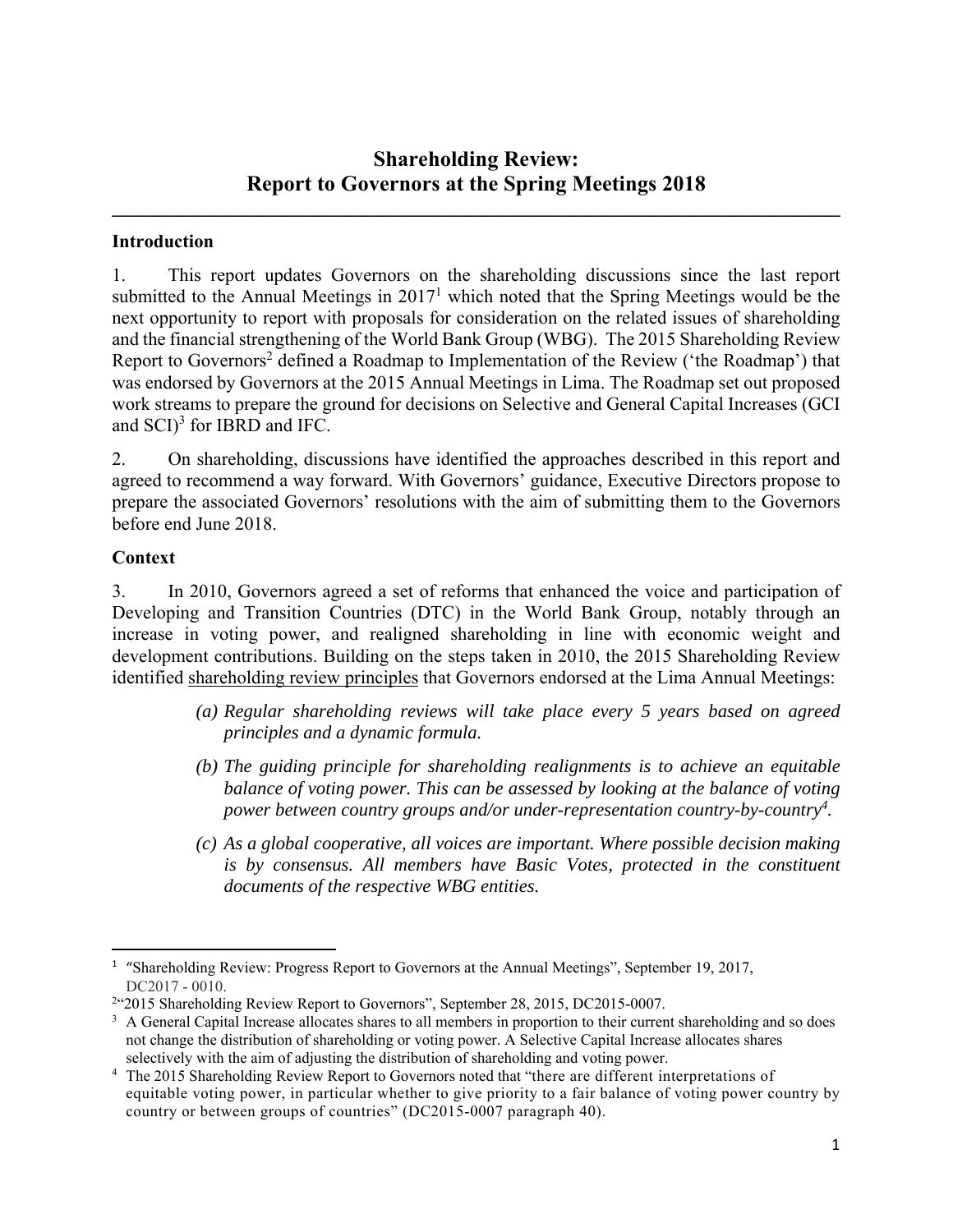# Shareholding Review: Report to Governors at the Spring Meetings 2018

---

### Introduction

1. This report updates Governors on the shareholding discussions since the last report submitted to the Annual Meetings in 2017[1] which noted that the Spring Meetings would be the next opportunity to report with proposals for consideration on the related issues of shareholding and the financial strengthening of the World Bank Group (WBG). The 2015 Shareholding Review Report to Governors[2] defined a Roadmap to Implementation of the Review ('the Roadmap') that was endorsed by Governors at the 2015 Annual Meetings in Lima. The Roadmap set out proposed work streams to prepare the ground for decisions on Selective and General Capital Increases (GCI and SCI)[3] for IBRD and IFC.

2. On shareholding, discussions have identified the approaches described in this report and agreed to recommend a way forward. With Governors' guidance, Executive Directors propose to prepare the associated Governors' resolutions with the aim of submitting them to the Governors before end June 2018.

### Context

3. In 2010, Governors agreed a set of reforms that enhanced the voice and participation of Developing and Transition Countries (DTC) in the World Bank Group, notably through an increase in voting power, and realigned shareholding in line with economic weight and development contributions. Building on the steps taken in 2010, the 2015 Shareholding Review identified <u>shareholding review principles</u> that Governors endorsed at the Lima Annual Meetings:

> *(a) Regular shareholding reviews will take place every 5 years based on agreed principles and a dynamic formula.*
>
> *(b) The guiding principle for shareholding realignments is to achieve an equitable balance of voting power. This can be assessed by looking at the balance of voting power between country groups and/or under-representation country-by-country[4].*
>
> *(c) As a global cooperative, all voices are important. Where possible decision making is by consensus. All members have Basic Votes, protected in the constituent documents of the respective WBG entities.*

---

[1] "Shareholding Review: Progress Report to Governors at the Annual Meetings", September 19, 2017, DC2017 - 0010.

[2] "2015 Shareholding Review Report to Governors", September 28, 2015, DC2015-0007.

[3] A General Capital Increase allocates shares to all members in proportion to their current shareholding and so does not change the distribution of shareholding or voting power. A Selective Capital Increase allocates shares selectively with the aim of adjusting the distribution of shareholding and voting power.

[4] The 2015 Shareholding Review Report to Governors noted that "there are different interpretations of equitable voting power, in particular whether to give priority to a fair balance of voting power country by country or between groups of countries" (DC2015-0007 paragraph 40).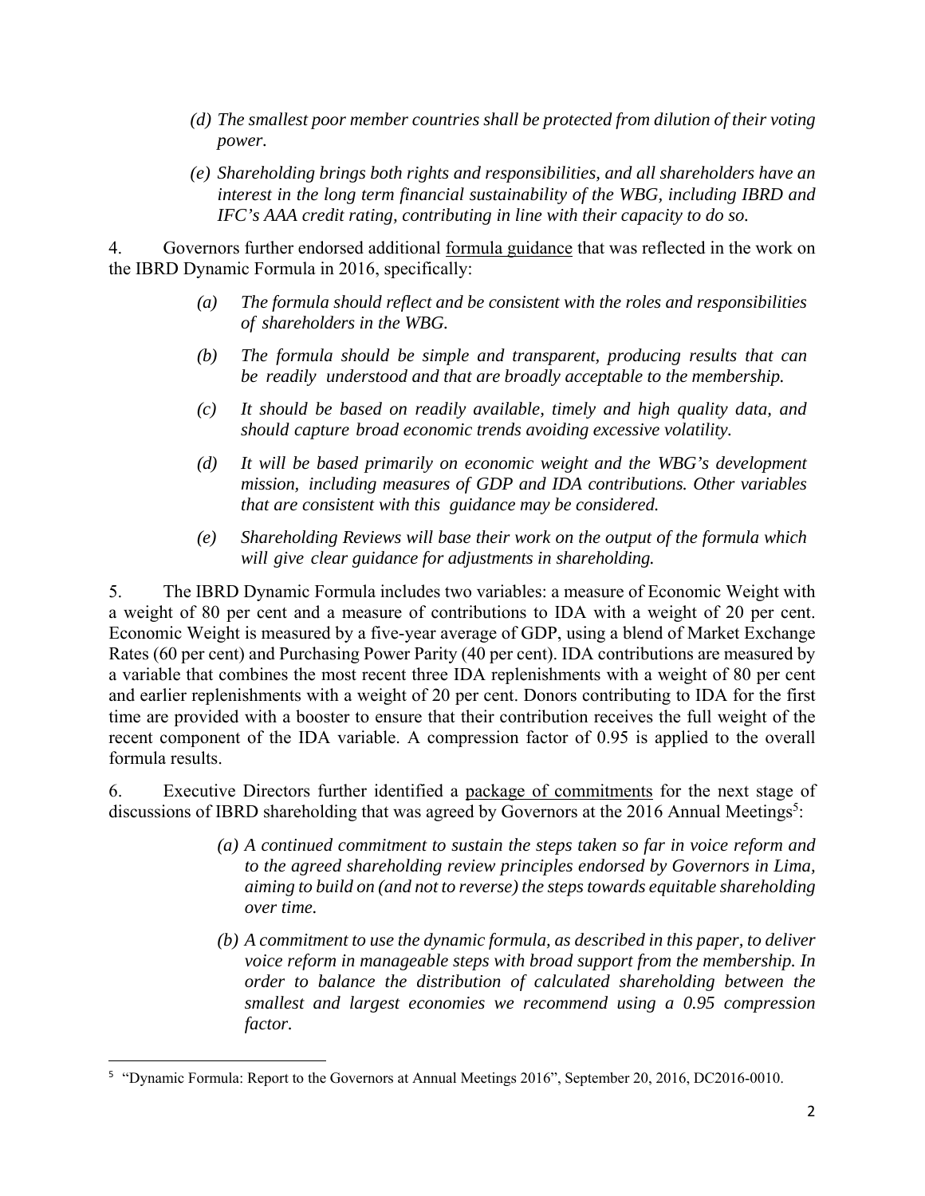*(d) The smallest poor member countries shall be protected from dilution of their voting power.*

*(e) Shareholding brings both rights and responsibilities, and all shareholders have an interest in the long term financial sustainability of the WBG, including IBRD and IFC's AAA credit rating, contributing in line with their capacity to do so.*

4. Governors further endorsed additional formula guidance that was reflected in the work on the IBRD Dynamic Formula in 2016, specifically:

*(a) The formula should reflect and be consistent with the roles and responsibilities of shareholders in the WBG.*

*(b) The formula should be simple and transparent, producing results that can be readily understood and that are broadly acceptable to the membership.*

*(c) It should be based on readily available, timely and high quality data, and should capture broad economic trends avoiding excessive volatility.*

*(d) It will be based primarily on economic weight and the WBG's development mission, including measures of GDP and IDA contributions. Other variables that are consistent with this guidance may be considered.*

*(e) Shareholding Reviews will base their work on the output of the formula which will give clear guidance for adjustments in shareholding.*

5. The IBRD Dynamic Formula includes two variables: a measure of Economic Weight with a weight of 80 per cent and a measure of contributions to IDA with a weight of 20 per cent. Economic Weight is measured by a five-year average of GDP, using a blend of Market Exchange Rates (60 per cent) and Purchasing Power Parity (40 per cent). IDA contributions are measured by a variable that combines the most recent three IDA replenishments with a weight of 80 per cent and earlier replenishments with a weight of 20 per cent. Donors contributing to IDA for the first time are provided with a booster to ensure that their contribution receives the full weight of the recent component of the IDA variable. A compression factor of 0.95 is applied to the overall formula results.

6. Executive Directors further identified a package of commitments for the next stage of discussions of IBRD shareholding that was agreed by Governors at the 2016 Annual Meetings[5]:

*(a) A continued commitment to sustain the steps taken so far in voice reform and to the agreed shareholding review principles endorsed by Governors in Lima, aiming to build on (and not to reverse) the steps towards equitable shareholding over time.*

*(b) A commitment to use the dynamic formula, as described in this paper, to deliver voice reform in manageable steps with broad support from the membership. In order to balance the distribution of calculated shareholding between the smallest and largest economies we recommend using a 0.95 compression factor.*

[5] "Dynamic Formula: Report to the Governors at Annual Meetings 2016", September 20, 2016, DC2016-0010.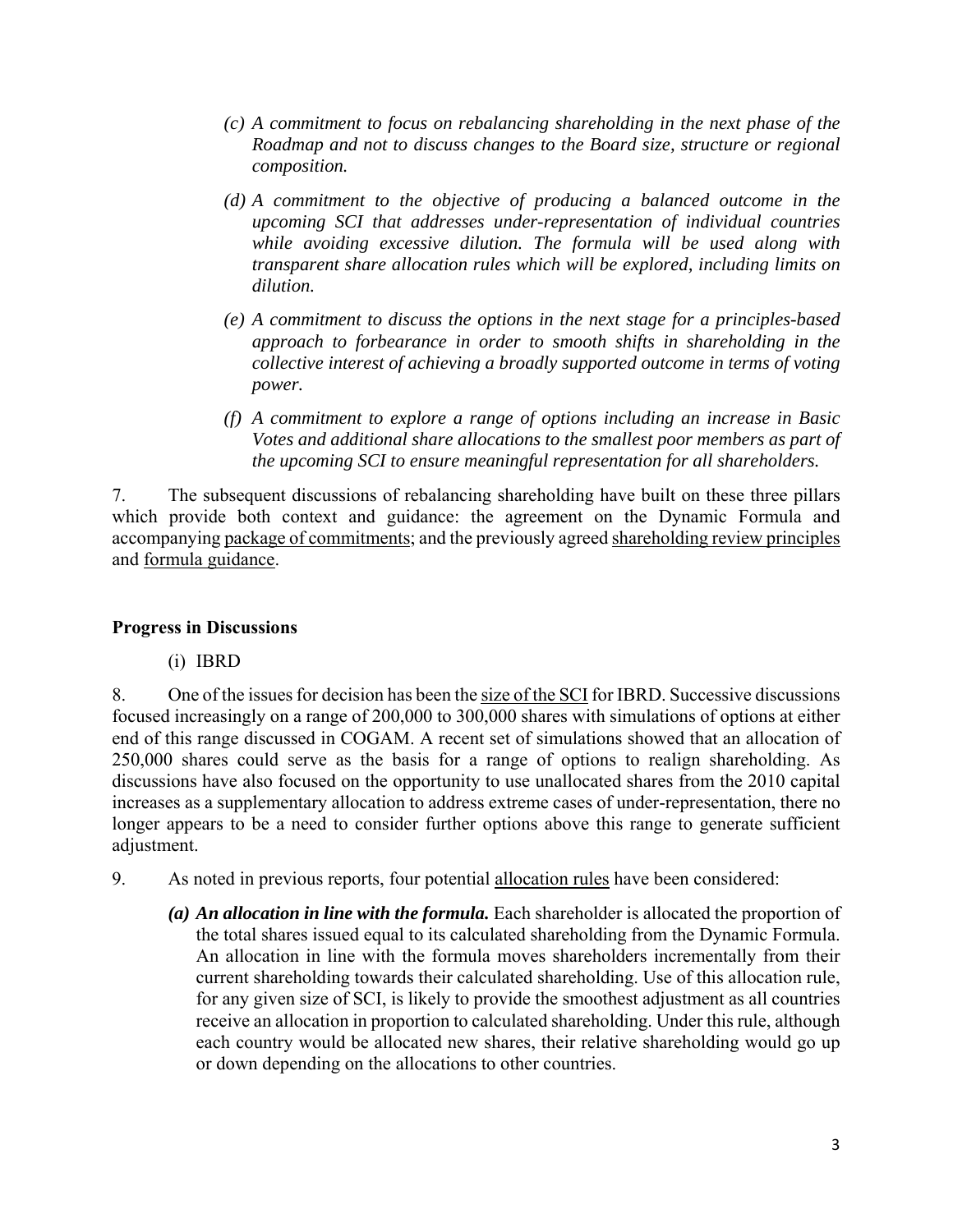*(c) A commitment to focus on rebalancing shareholding in the next phase of the Roadmap and not to discuss changes to the Board size, structure or regional composition.*

*(d) A commitment to the objective of producing a balanced outcome in the upcoming SCI that addresses under-representation of individual countries while avoiding excessive dilution. The formula will be used along with transparent share allocation rules which will be explored, including limits on dilution.*

*(e) A commitment to discuss the options in the next stage for a principles-based approach to forbearance in order to smooth shifts in shareholding in the collective interest of achieving a broadly supported outcome in terms of voting power.*

*(f) A commitment to explore a range of options including an increase in Basic Votes and additional share allocations to the smallest poor members as part of the upcoming SCI to ensure meaningful representation for all shareholders.*

7. The subsequent discussions of rebalancing shareholding have built on these three pillars which provide both context and guidance: the agreement on the Dynamic Formula and accompanying package of commitments; and the previously agreed shareholding review principles and formula guidance.

## Progress in Discussions

(i) IBRD

8. One of the issues for decision has been the size of the SCI for IBRD. Successive discussions focused increasingly on a range of 200,000 to 300,000 shares with simulations of options at either end of this range discussed in COGAM. A recent set of simulations showed that an allocation of 250,000 shares could serve as the basis for a range of options to realign shareholding. As discussions have also focused on the opportunity to use unallocated shares from the 2010 capital increases as a supplementary allocation to address extreme cases of under-representation, there no longer appears to be a need to consider further options above this range to generate sufficient adjustment.

9. As noted in previous reports, four potential allocation rules have been considered:

***(a) An allocation in line with the formula.*** Each shareholder is allocated the proportion of the total shares issued equal to its calculated shareholding from the Dynamic Formula. An allocation in line with the formula moves shareholders incrementally from their current shareholding towards their calculated shareholding. Use of this allocation rule, for any given size of SCI, is likely to provide the smoothest adjustment as all countries receive an allocation in proportion to calculated shareholding. Under this rule, although each country would be allocated new shares, their relative shareholding would go up or down depending on the allocations to other countries.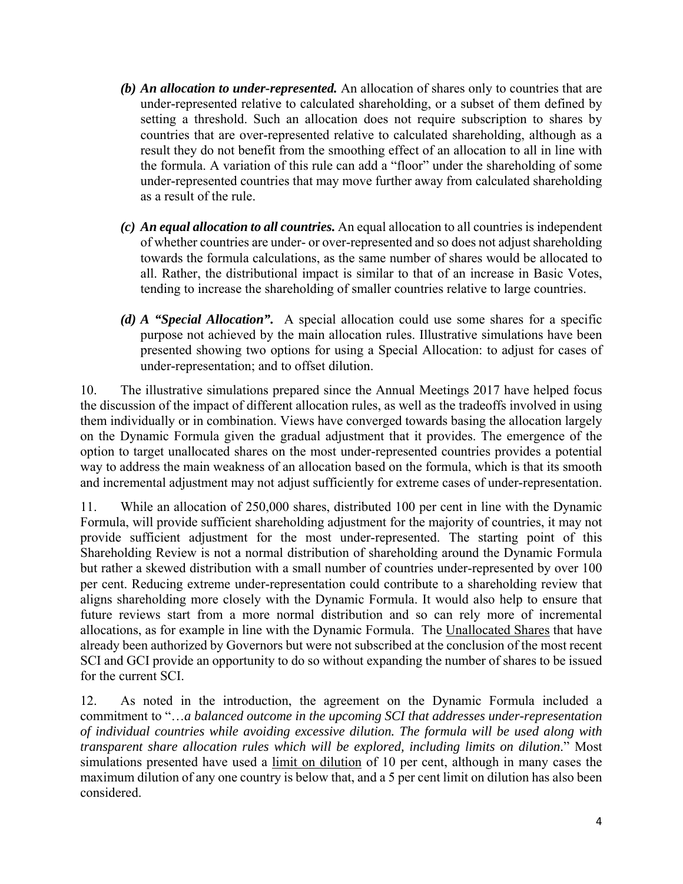*(b)* ***An allocation to under-represented.*** An allocation of shares only to countries that are under-represented relative to calculated shareholding, or a subset of them defined by setting a threshold. Such an allocation does not require subscription to shares by countries that are over-represented relative to calculated shareholding, although as a result they do not benefit from the smoothing effect of an allocation to all in line with the formula. A variation of this rule can add a "floor" under the shareholding of some under-represented countries that may move further away from calculated shareholding as a result of the rule.

*(c)* ***An equal allocation to all countries.*** An equal allocation to all countries is independent of whether countries are under- or over-represented and so does not adjust shareholding towards the formula calculations, as the same number of shares would be allocated to all. Rather, the distributional impact is similar to that of an increase in Basic Votes, tending to increase the shareholding of smaller countries relative to large countries.

*(d)* ***A "Special Allocation".*** A special allocation could use some shares for a specific purpose not achieved by the main allocation rules. Illustrative simulations have been presented showing two options for using a Special Allocation: to adjust for cases of under-representation; and to offset dilution.

10. The illustrative simulations prepared since the Annual Meetings 2017 have helped focus the discussion of the impact of different allocation rules, as well as the tradeoffs involved in using them individually or in combination. Views have converged towards basing the allocation largely on the Dynamic Formula given the gradual adjustment that it provides. The emergence of the option to target unallocated shares on the most under-represented countries provides a potential way to address the main weakness of an allocation based on the formula, which is that its smooth and incremental adjustment may not adjust sufficiently for extreme cases of under-representation.

11. While an allocation of 250,000 shares, distributed 100 per cent in line with the Dynamic Formula, will provide sufficient shareholding adjustment for the majority of countries, it may not provide sufficient adjustment for the most under-represented. The starting point of this Shareholding Review is not a normal distribution of shareholding around the Dynamic Formula but rather a skewed distribution with a small number of countries under-represented by over 100 per cent. Reducing extreme under-representation could contribute to a shareholding review that aligns shareholding more closely with the Dynamic Formula. It would also help to ensure that future reviews start from a more normal distribution and so can rely more of incremental allocations, as for example in line with the Dynamic Formula. The Unallocated Shares that have already been authorized by Governors but were not subscribed at the conclusion of the most recent SCI and GCI provide an opportunity to do so without expanding the number of shares to be issued for the current SCI.

12. As noted in the introduction, the agreement on the Dynamic Formula included a commitment to "…*a balanced outcome in the upcoming SCI that addresses under-representation of individual countries while avoiding excessive dilution. The formula will be used along with transparent share allocation rules which will be explored, including limits on dilution.*" Most simulations presented have used a limit on dilution of 10 per cent, although in many cases the maximum dilution of any one country is below that, and a 5 per cent limit on dilution has also been considered.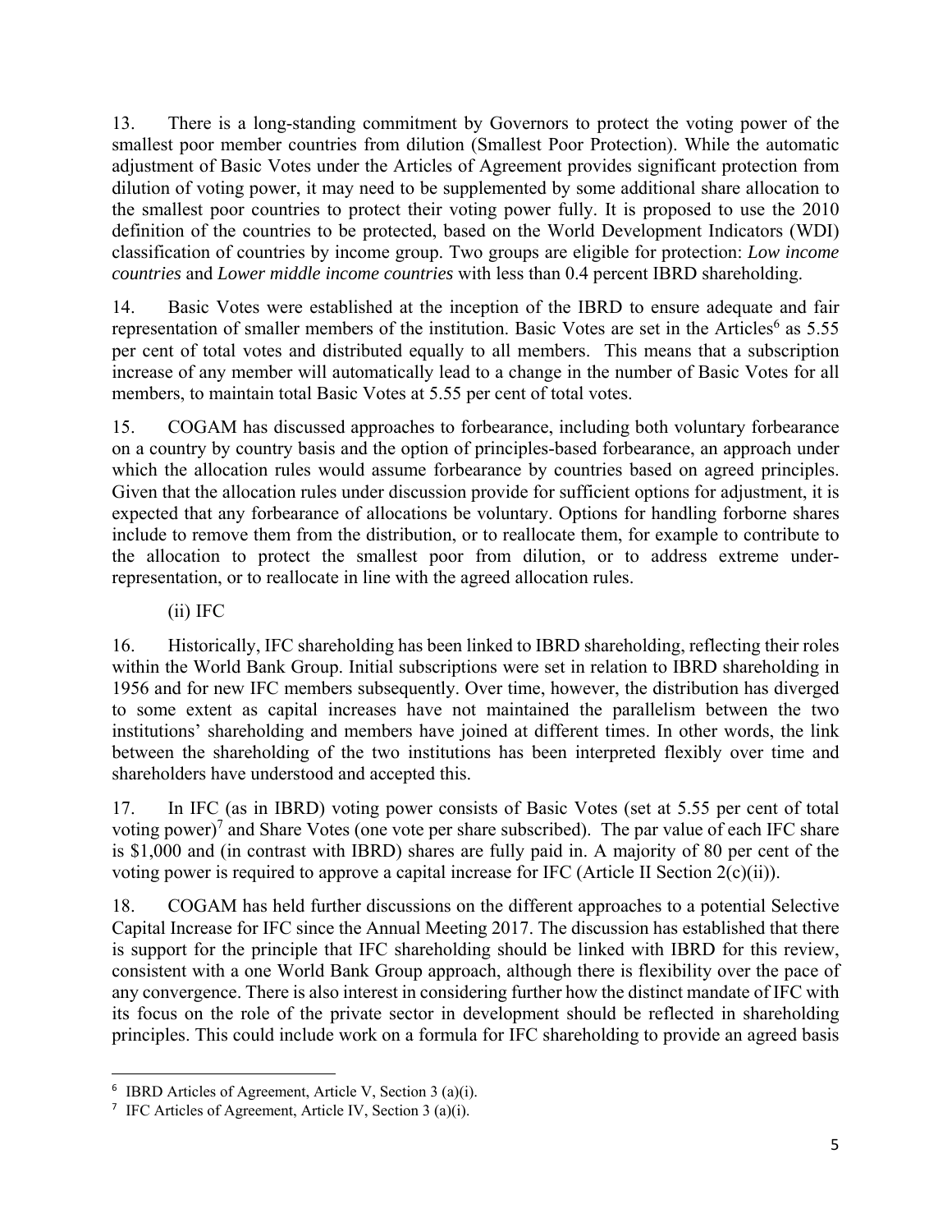13. There is a long-standing commitment by Governors to protect the voting power of the smallest poor member countries from dilution (Smallest Poor Protection). While the automatic adjustment of Basic Votes under the Articles of Agreement provides significant protection from dilution of voting power, it may need to be supplemented by some additional share allocation to the smallest poor countries to protect their voting power fully. It is proposed to use the 2010 definition of the countries to be protected, based on the World Development Indicators (WDI) classification of countries by income group. Two groups are eligible for protection: *Low income countries* and *Lower middle income countries* with less than 0.4 percent IBRD shareholding.

14. Basic Votes were established at the inception of the IBRD to ensure adequate and fair representation of smaller members of the institution. Basic Votes are set in the Articles[6] as 5.55 per cent of total votes and distributed equally to all members. This means that a subscription increase of any member will automatically lead to a change in the number of Basic Votes for all members, to maintain total Basic Votes at 5.55 per cent of total votes.

15. COGAM has discussed approaches to forbearance, including both voluntary forbearance on a country by country basis and the option of principles-based forbearance, an approach under which the allocation rules would assume forbearance by countries based on agreed principles. Given that the allocation rules under discussion provide for sufficient options for adjustment, it is expected that any forbearance of allocations be voluntary. Options for handling forborne shares include to remove them from the distribution, or to reallocate them, for example to contribute to the allocation to protect the smallest poor from dilution, or to address extreme under-representation, or to reallocate in line with the agreed allocation rules.

(ii) IFC

16. Historically, IFC shareholding has been linked to IBRD shareholding, reflecting their roles within the World Bank Group. Initial subscriptions were set in relation to IBRD shareholding in 1956 and for new IFC members subsequently. Over time, however, the distribution has diverged to some extent as capital increases have not maintained the parallelism between the two institutions' shareholding and members have joined at different times. In other words, the link between the shareholding of the two institutions has been interpreted flexibly over time and shareholders have understood and accepted this.

17. In IFC (as in IBRD) voting power consists of Basic Votes (set at 5.55 per cent of total voting power)[7] and Share Votes (one vote per share subscribed). The par value of each IFC share is $1,000 and (in contrast with IBRD) shares are fully paid in. A majority of 80 per cent of the voting power is required to approve a capital increase for IFC (Article II Section 2(c)(ii)).

18. COGAM has held further discussions on the different approaches to a potential Selective Capital Increase for IFC since the Annual Meeting 2017. The discussion has established that there is support for the principle that IFC shareholding should be linked with IBRD for this review, consistent with a one World Bank Group approach, although there is flexibility over the pace of any convergence. There is also interest in considering further how the distinct mandate of IFC with its focus on the role of the private sector in development should be reflected in shareholding principles. This could include work on a formula for IFC shareholding to provide an agreed basis

---

[6] IBRD Articles of Agreement, Article V, Section 3 (a)(i).

[7] IFC Articles of Agreement, Article IV, Section 3 (a)(i).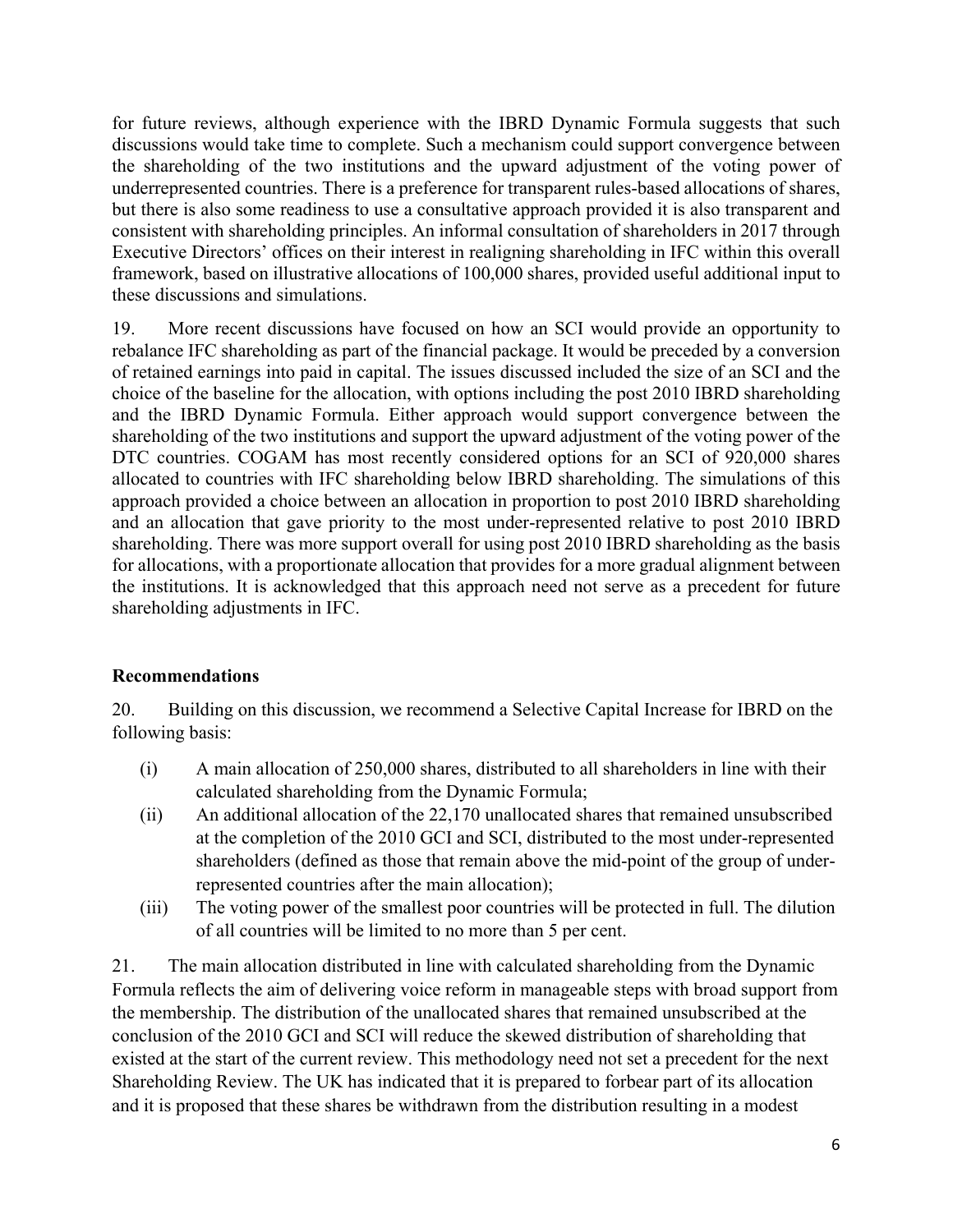for future reviews, although experience with the IBRD Dynamic Formula suggests that such discussions would take time to complete. Such a mechanism could support convergence between the shareholding of the two institutions and the upward adjustment of the voting power of underrepresented countries. There is a preference for transparent rules-based allocations of shares, but there is also some readiness to use a consultative approach provided it is also transparent and consistent with shareholding principles. An informal consultation of shareholders in 2017 through Executive Directors' offices on their interest in realigning shareholding in IFC within this overall framework, based on illustrative allocations of 100,000 shares, provided useful additional input to these discussions and simulations.

19. More recent discussions have focused on how an SCI would provide an opportunity to rebalance IFC shareholding as part of the financial package. It would be preceded by a conversion of retained earnings into paid in capital. The issues discussed included the size of an SCI and the choice of the baseline for the allocation, with options including the post 2010 IBRD shareholding and the IBRD Dynamic Formula. Either approach would support convergence between the shareholding of the two institutions and support the upward adjustment of the voting power of the DTC countries. COGAM has most recently considered options for an SCI of 920,000 shares allocated to countries with IFC shareholding below IBRD shareholding. The simulations of this approach provided a choice between an allocation in proportion to post 2010 IBRD shareholding and an allocation that gave priority to the most under-represented relative to post 2010 IBRD shareholding. There was more support overall for using post 2010 IBRD shareholding as the basis for allocations, with a proportionate allocation that provides for a more gradual alignment between the institutions. It is acknowledged that this approach need not serve as a precedent for future shareholding adjustments in IFC.

**Recommendations**

20. Building on this discussion, we recommend a Selective Capital Increase for IBRD on the following basis:

(i) A main allocation of 250,000 shares, distributed to all shareholders in line with their calculated shareholding from the Dynamic Formula;

(ii) An additional allocation of the 22,170 unallocated shares that remained unsubscribed at the completion of the 2010 GCI and SCI, distributed to the most under-represented shareholders (defined as those that remain above the mid-point of the group of under-represented countries after the main allocation);

(iii) The voting power of the smallest poor countries will be protected in full. The dilution of all countries will be limited to no more than 5 per cent.

21. The main allocation distributed in line with calculated shareholding from the Dynamic Formula reflects the aim of delivering voice reform in manageable steps with broad support from the membership. The distribution of the unallocated shares that remained unsubscribed at the conclusion of the 2010 GCI and SCI will reduce the skewed distribution of shareholding that existed at the start of the current review. This methodology need not set a precedent for the next Shareholding Review. The UK has indicated that it is prepared to forbear part of its allocation and it is proposed that these shares be withdrawn from the distribution resulting in a modest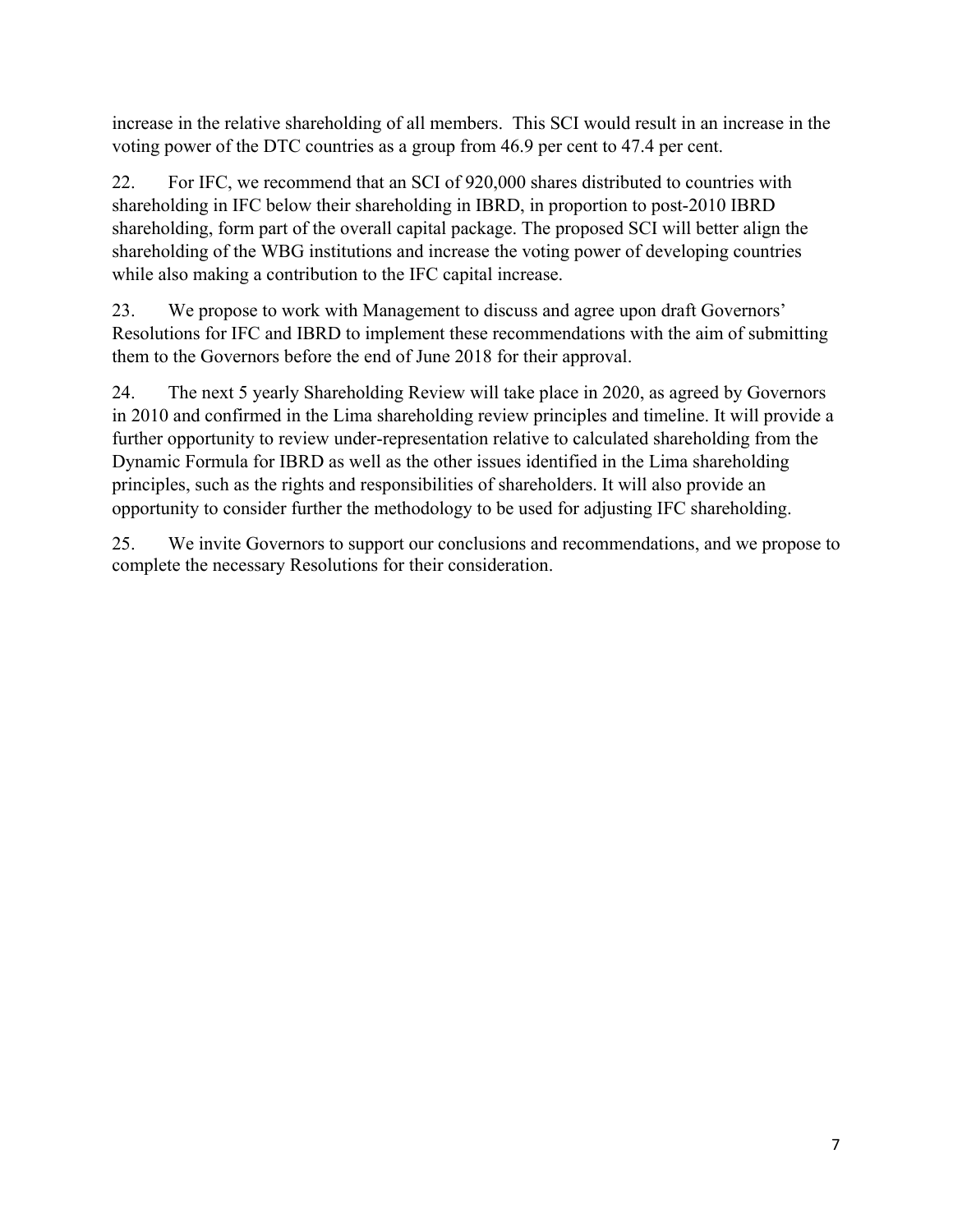increase in the relative shareholding of all members. This SCI would result in an increase in the voting power of the DTC countries as a group from 46.9 per cent to 47.4 per cent.

22. For IFC, we recommend that an SCI of 920,000 shares distributed to countries with shareholding in IFC below their shareholding in IBRD, in proportion to post-2010 IBRD shareholding, form part of the overall capital package. The proposed SCI will better align the shareholding of the WBG institutions and increase the voting power of developing countries while also making a contribution to the IFC capital increase.

23. We propose to work with Management to discuss and agree upon draft Governors' Resolutions for IFC and IBRD to implement these recommendations with the aim of submitting them to the Governors before the end of June 2018 for their approval.

24. The next 5 yearly Shareholding Review will take place in 2020, as agreed by Governors in 2010 and confirmed in the Lima shareholding review principles and timeline. It will provide a further opportunity to review under-representation relative to calculated shareholding from the Dynamic Formula for IBRD as well as the other issues identified in the Lima shareholding principles, such as the rights and responsibilities of shareholders. It will also provide an opportunity to consider further the methodology to be used for adjusting IFC shareholding.

25. We invite Governors to support our conclusions and recommendations, and we propose to complete the necessary Resolutions for their consideration.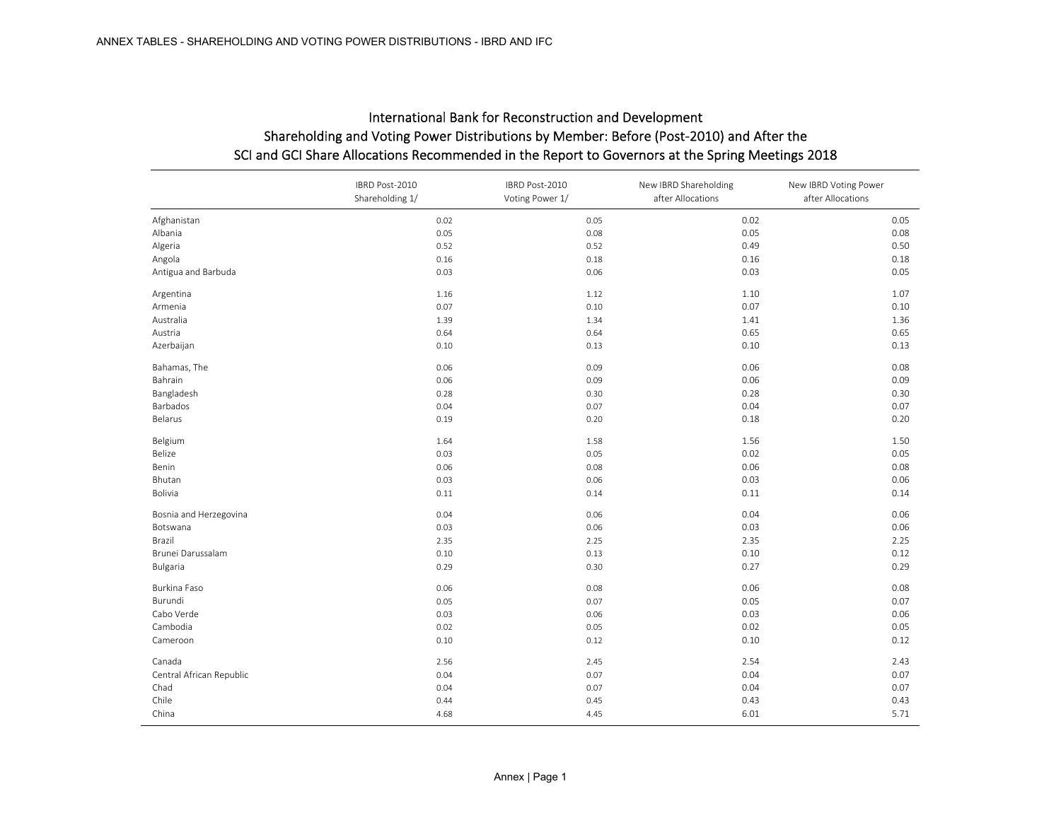ANNEX TABLES - SHAREHOLDING AND VOTING POWER DISTRIBUTIONS - IBRD AND IFC

## International Bank for Reconstruction and Development
## Shareholding and Voting Power Distributions by Member: Before (Post-2010) and After the SCI and GCI Share Allocations Recommended in the Report to Governors at the Spring Meetings 2018

| | IBRD Post-2010 Shareholding 1/ | IBRD Post-2010 Voting Power 1/ | New IBRD Shareholding after Allocations | New IBRD Voting Power after Allocations |
|---|---|---|---|---|
| Afghanistan | 0.02 | 0.05 | 0.02 | 0.05 |
| Albania | 0.05 | 0.08 | 0.05 | 0.08 |
| Algeria | 0.52 | 0.52 | 0.49 | 0.50 |
| Angola | 0.16 | 0.18 | 0.16 | 0.18 |
| Antigua and Barbuda | 0.03 | 0.06 | 0.03 | 0.05 |
| Argentina | 1.16 | 1.12 | 1.10 | 1.07 |
| Armenia | 0.07 | 0.10 | 0.07 | 0.10 |
| Australia | 1.39 | 1.34 | 1.41 | 1.36 |
| Austria | 0.64 | 0.64 | 0.65 | 0.65 |
| Azerbaijan | 0.10 | 0.13 | 0.10 | 0.13 |
| Bahamas, The | 0.06 | 0.09 | 0.06 | 0.08 |
| Bahrain | 0.06 | 0.09 | 0.06 | 0.09 |
| Bangladesh | 0.28 | 0.30 | 0.28 | 0.30 |
| Barbados | 0.04 | 0.07 | 0.04 | 0.07 |
| Belarus | 0.19 | 0.20 | 0.18 | 0.20 |
| Belgium | 1.64 | 1.58 | 1.56 | 1.50 |
| Belize | 0.03 | 0.05 | 0.02 | 0.05 |
| Benin | 0.06 | 0.08 | 0.06 | 0.08 |
| Bhutan | 0.03 | 0.06 | 0.03 | 0.06 |
| Bolivia | 0.11 | 0.14 | 0.11 | 0.14 |
| Bosnia and Herzegovina | 0.04 | 0.06 | 0.04 | 0.06 |
| Botswana | 0.03 | 0.06 | 0.03 | 0.06 |
| Brazil | 2.35 | 2.25 | 2.35 | 2.25 |
| Brunei Darussalam | 0.10 | 0.13 | 0.10 | 0.12 |
| Bulgaria | 0.29 | 0.30 | 0.27 | 0.29 |
| Burkina Faso | 0.06 | 0.08 | 0.06 | 0.08 |
| Burundi | 0.05 | 0.07 | 0.05 | 0.07 |
| Cabo Verde | 0.03 | 0.06 | 0.03 | 0.06 |
| Cambodia | 0.02 | 0.05 | 0.02 | 0.05 |
| Cameroon | 0.10 | 0.12 | 0.10 | 0.12 |
| Canada | 2.56 | 2.45 | 2.54 | 2.43 |
| Central African Republic | 0.04 | 0.07 | 0.04 | 0.07 |
| Chad | 0.04 | 0.07 | 0.04 | 0.07 |
| Chile | 0.44 | 0.45 | 0.43 | 0.43 |
| China | 4.68 | 4.45 | 6.01 | 5.71 |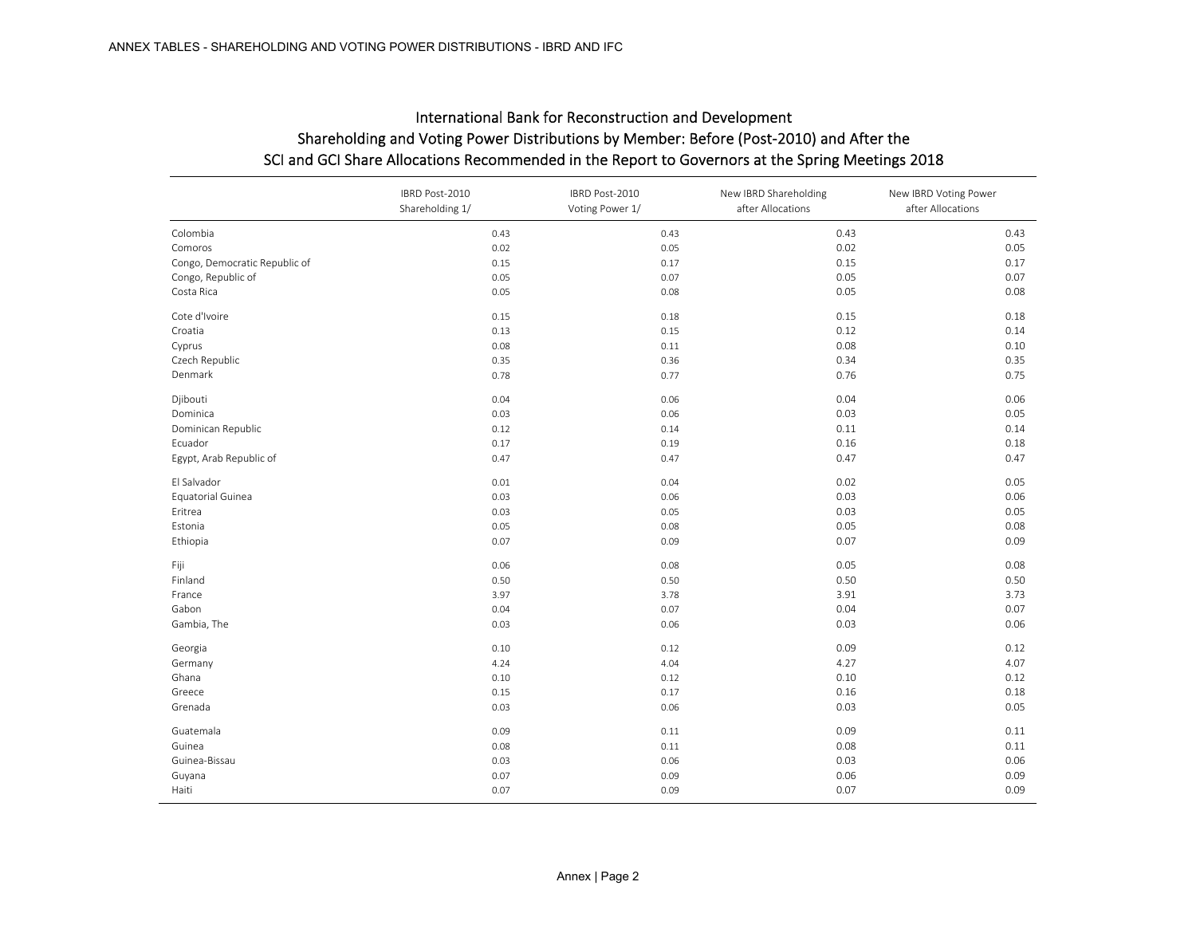## International Bank for Reconstruction and Development
## Shareholding and Voting Power Distributions by Member: Before (Post-2010) and After the SCI and GCI Share Allocations Recommended in the Report to Governors at the Spring Meetings 2018

| | IBRD Post-2010 Shareholding 1/ | IBRD Post-2010 Voting Power 1/ | New IBRD Shareholding after Allocations | New IBRD Voting Power after Allocations |
|---|---|---|---|---|
| Colombia | 0.43 | 0.43 | 0.43 | 0.43 |
| Comoros | 0.02 | 0.05 | 0.02 | 0.05 |
| Congo, Democratic Republic of | 0.15 | 0.17 | 0.15 | 0.17 |
| Congo, Republic of | 0.05 | 0.07 | 0.05 | 0.07 |
| Costa Rica | 0.05 | 0.08 | 0.05 | 0.08 |
| Cote d'Ivoire | 0.15 | 0.18 | 0.15 | 0.18 |
| Croatia | 0.13 | 0.15 | 0.12 | 0.14 |
| Cyprus | 0.08 | 0.11 | 0.08 | 0.10 |
| Czech Republic | 0.35 | 0.36 | 0.34 | 0.35 |
| Denmark | 0.78 | 0.77 | 0.76 | 0.75 |
| Djibouti | 0.04 | 0.06 | 0.04 | 0.06 |
| Dominica | 0.03 | 0.06 | 0.03 | 0.05 |
| Dominican Republic | 0.12 | 0.14 | 0.11 | 0.14 |
| Ecuador | 0.17 | 0.19 | 0.16 | 0.18 |
| Egypt, Arab Republic of | 0.47 | 0.47 | 0.47 | 0.47 |
| El Salvador | 0.01 | 0.04 | 0.02 | 0.05 |
| Equatorial Guinea | 0.03 | 0.06 | 0.03 | 0.06 |
| Eritrea | 0.03 | 0.05 | 0.03 | 0.05 |
| Estonia | 0.05 | 0.08 | 0.05 | 0.08 |
| Ethiopia | 0.07 | 0.09 | 0.07 | 0.09 |
| Fiji | 0.06 | 0.08 | 0.05 | 0.08 |
| Finland | 0.50 | 0.50 | 0.50 | 0.50 |
| France | 3.97 | 3.78 | 3.91 | 3.73 |
| Gabon | 0.04 | 0.07 | 0.04 | 0.07 |
| Gambia, The | 0.03 | 0.06 | 0.03 | 0.06 |
| Georgia | 0.10 | 0.12 | 0.09 | 0.12 |
| Germany | 4.24 | 4.04 | 4.27 | 4.07 |
| Ghana | 0.10 | 0.12 | 0.10 | 0.12 |
| Greece | 0.15 | 0.17 | 0.16 | 0.18 |
| Grenada | 0.03 | 0.06 | 0.03 | 0.05 |
| Guatemala | 0.09 | 0.11 | 0.09 | 0.11 |
| Guinea | 0.08 | 0.11 | 0.08 | 0.11 |
| Guinea-Bissau | 0.03 | 0.06 | 0.03 | 0.06 |
| Guyana | 0.07 | 0.09 | 0.06 | 0.09 |
| Haiti | 0.07 | 0.09 | 0.07 | 0.09 |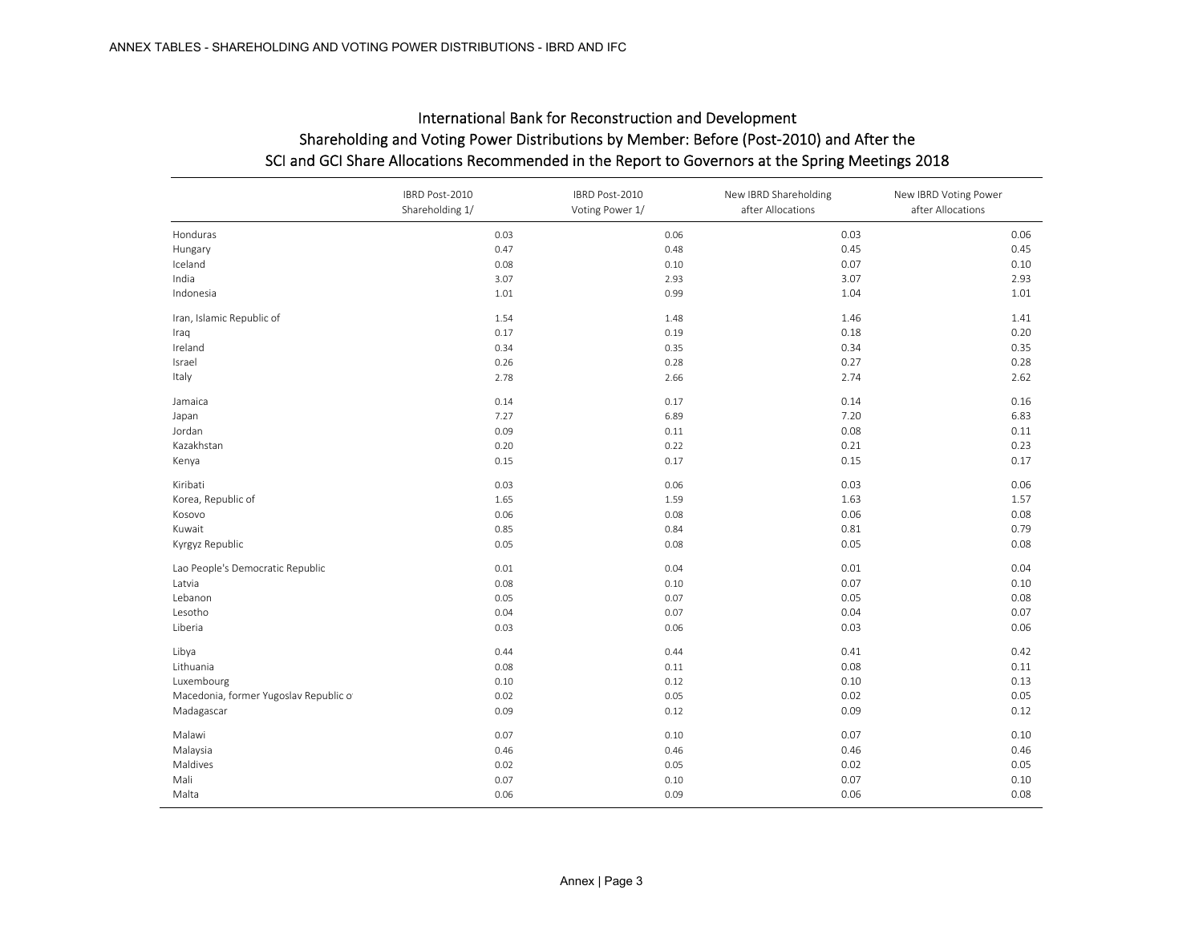## International Bank for Reconstruction and Development
## Shareholding and Voting Power Distributions by Member: Before (Post-2010) and After the SCI and GCI Share Allocations Recommended in the Report to Governors at the Spring Meetings 2018

| | IBRD Post-2010 Shareholding 1/ | IBRD Post-2010 Voting Power 1/ | New IBRD Shareholding after Allocations | New IBRD Voting Power after Allocations |
|---|---|---|---|---|
| Honduras | 0.03 | 0.06 | 0.03 | 0.06 |
| Hungary | 0.47 | 0.48 | 0.45 | 0.45 |
| Iceland | 0.08 | 0.10 | 0.07 | 0.10 |
| India | 3.07 | 2.93 | 3.07 | 2.93 |
| Indonesia | 1.01 | 0.99 | 1.04 | 1.01 |
| Iran, Islamic Republic of | 1.54 | 1.48 | 1.46 | 1.41 |
| Iraq | 0.17 | 0.19 | 0.18 | 0.20 |
| Ireland | 0.34 | 0.35 | 0.34 | 0.35 |
| Israel | 0.26 | 0.28 | 0.27 | 0.28 |
| Italy | 2.78 | 2.66 | 2.74 | 2.62 |
| Jamaica | 0.14 | 0.17 | 0.14 | 0.16 |
| Japan | 7.27 | 6.89 | 7.20 | 6.83 |
| Jordan | 0.09 | 0.11 | 0.08 | 0.11 |
| Kazakhstan | 0.20 | 0.22 | 0.21 | 0.23 |
| Kenya | 0.15 | 0.17 | 0.15 | 0.17 |
| Kiribati | 0.03 | 0.06 | 0.03 | 0.06 |
| Korea, Republic of | 1.65 | 1.59 | 1.63 | 1.57 |
| Kosovo | 0.06 | 0.08 | 0.06 | 0.08 |
| Kuwait | 0.85 | 0.84 | 0.81 | 0.79 |
| Kyrgyz Republic | 0.05 | 0.08 | 0.05 | 0.08 |
| Lao People's Democratic Republic | 0.01 | 0.04 | 0.01 | 0.04 |
| Latvia | 0.08 | 0.10 | 0.07 | 0.10 |
| Lebanon | 0.05 | 0.07 | 0.05 | 0.08 |
| Lesotho | 0.04 | 0.07 | 0.04 | 0.07 |
| Liberia | 0.03 | 0.06 | 0.03 | 0.06 |
| Libya | 0.44 | 0.44 | 0.41 | 0.42 |
| Lithuania | 0.08 | 0.11 | 0.08 | 0.11 |
| Luxembourg | 0.10 | 0.12 | 0.10 | 0.13 |
| Macedonia, former Yugoslav Republic o | 0.02 | 0.05 | 0.02 | 0.05 |
| Madagascar | 0.09 | 0.12 | 0.09 | 0.12 |
| Malawi | 0.07 | 0.10 | 0.07 | 0.10 |
| Malaysia | 0.46 | 0.46 | 0.46 | 0.46 |
| Maldives | 0.02 | 0.05 | 0.02 | 0.05 |
| Mali | 0.07 | 0.10 | 0.07 | 0.10 |
| Malta | 0.06 | 0.09 | 0.06 | 0.08 |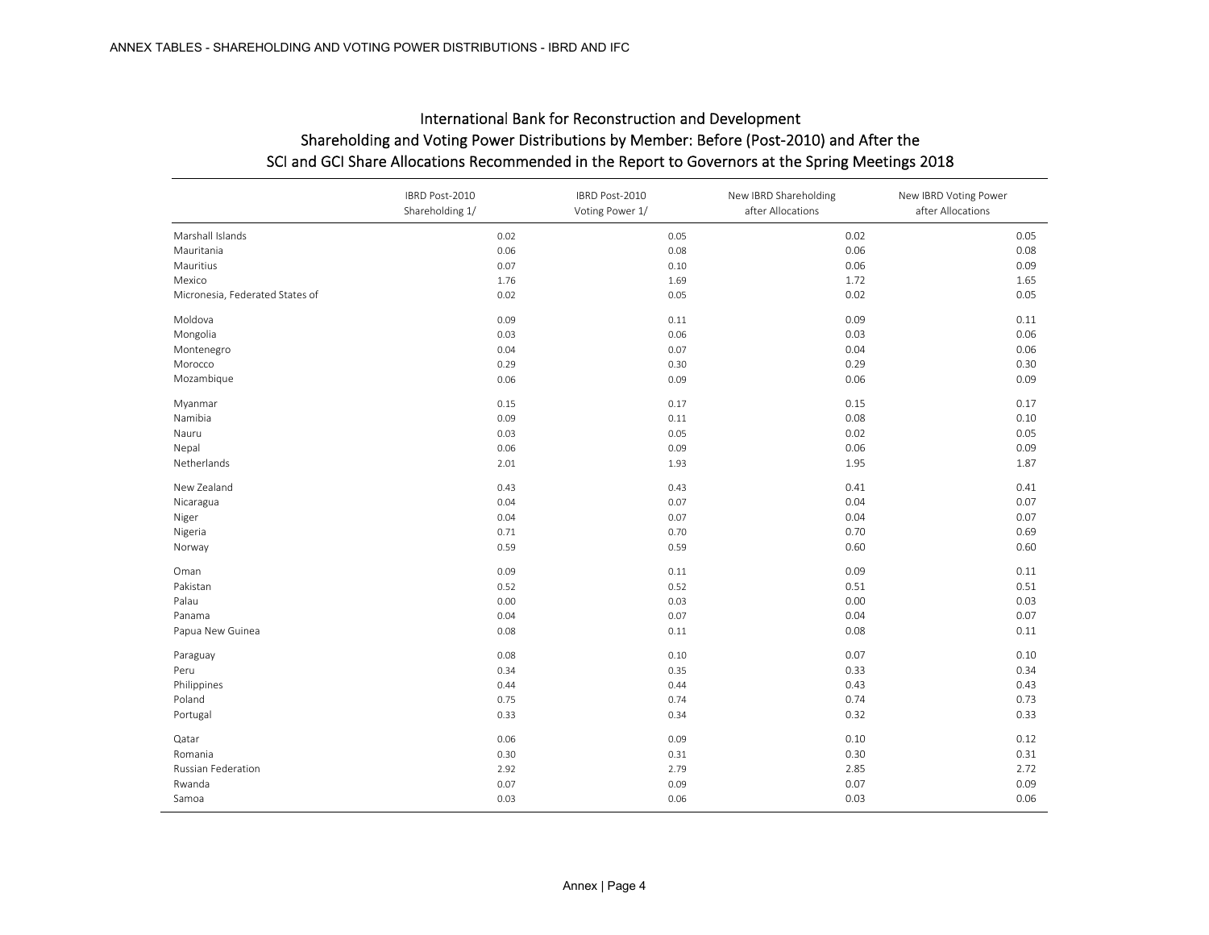# International Bank for Reconstruction and Development

## Shareholding and Voting Power Distributions by Member: Before (Post-2010) and After the SCI and GCI Share Allocations Recommended in the Report to Governors at the Spring Meetings 2018

| | IBRD Post-2010 Shareholding 1/ | IBRD Post-2010 Voting Power 1/ | New IBRD Shareholding after Allocations | New IBRD Voting Power after Allocations |
|---|---|---|---|---|
| Marshall Islands | 0.02 | 0.05 | 0.02 | 0.05 |
| Mauritania | 0.06 | 0.08 | 0.06 | 0.08 |
| Mauritius | 0.07 | 0.10 | 0.06 | 0.09 |
| Mexico | 1.76 | 1.69 | 1.72 | 1.65 |
| Micronesia, Federated States of | 0.02 | 0.05 | 0.02 | 0.05 |
| Moldova | 0.09 | 0.11 | 0.09 | 0.11 |
| Mongolia | 0.03 | 0.06 | 0.03 | 0.06 |
| Montenegro | 0.04 | 0.07 | 0.04 | 0.06 |
| Morocco | 0.29 | 0.30 | 0.29 | 0.30 |
| Mozambique | 0.06 | 0.09 | 0.06 | 0.09 |
| Myanmar | 0.15 | 0.17 | 0.15 | 0.17 |
| Namibia | 0.09 | 0.11 | 0.08 | 0.10 |
| Nauru | 0.03 | 0.05 | 0.02 | 0.05 |
| Nepal | 0.06 | 0.09 | 0.06 | 0.09 |
| Netherlands | 2.01 | 1.93 | 1.95 | 1.87 |
| New Zealand | 0.43 | 0.43 | 0.41 | 0.41 |
| Nicaragua | 0.04 | 0.07 | 0.04 | 0.07 |
| Niger | 0.04 | 0.07 | 0.04 | 0.07 |
| Nigeria | 0.71 | 0.70 | 0.70 | 0.69 |
| Norway | 0.59 | 0.59 | 0.60 | 0.60 |
| Oman | 0.09 | 0.11 | 0.09 | 0.11 |
| Pakistan | 0.52 | 0.52 | 0.51 | 0.51 |
| Palau | 0.00 | 0.03 | 0.00 | 0.03 |
| Panama | 0.04 | 0.07 | 0.04 | 0.07 |
| Papua New Guinea | 0.08 | 0.11 | 0.08 | 0.11 |
| Paraguay | 0.08 | 0.10 | 0.07 | 0.10 |
| Peru | 0.34 | 0.35 | 0.33 | 0.34 |
| Philippines | 0.44 | 0.44 | 0.43 | 0.43 |
| Poland | 0.75 | 0.74 | 0.74 | 0.73 |
| Portugal | 0.33 | 0.34 | 0.32 | 0.33 |
| Qatar | 0.06 | 0.09 | 0.10 | 0.12 |
| Romania | 0.30 | 0.31 | 0.30 | 0.31 |
| Russian Federation | 2.92 | 2.79 | 2.85 | 2.72 |
| Rwanda | 0.07 | 0.09 | 0.07 | 0.09 |
| Samoa | 0.03 | 0.06 | 0.03 | 0.06 |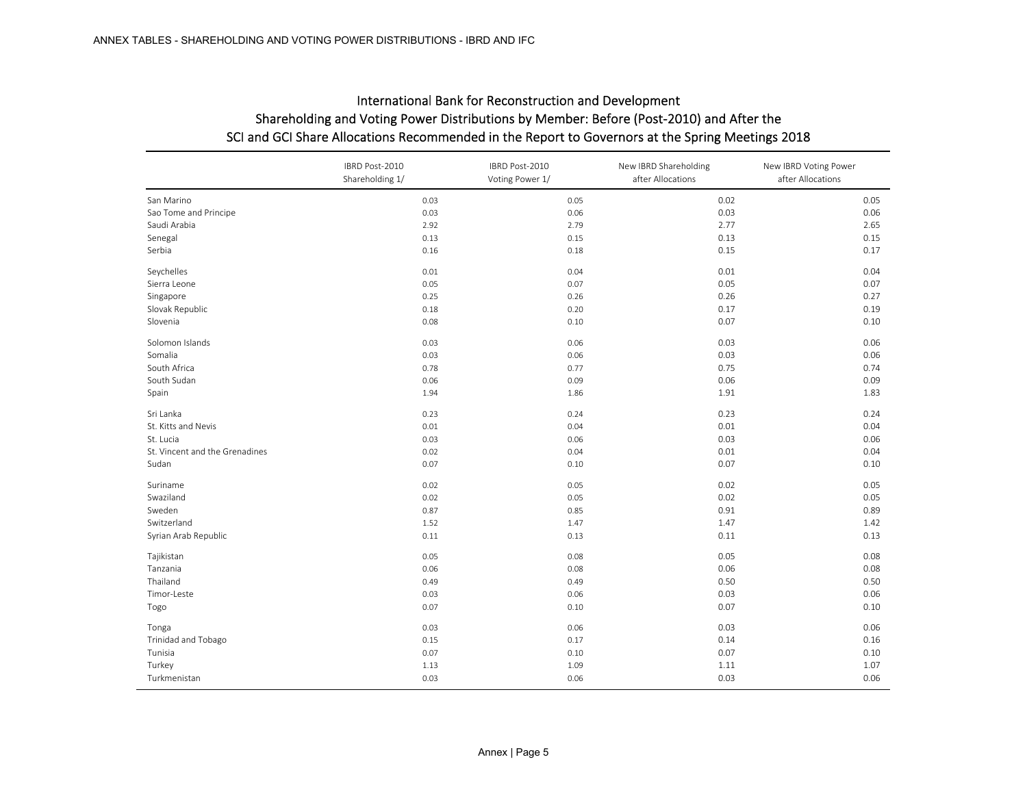## International Bank for Reconstruction and Development
## Shareholding and Voting Power Distributions by Member: Before (Post-2010) and After the SCI and GCI Share Allocations Recommended in the Report to Governors at the Spring Meetings 2018

| | IBRD Post-2010 Shareholding 1/ | IBRD Post-2010 Voting Power 1/ | New IBRD Shareholding after Allocations | New IBRD Voting Power after Allocations |
|---|---|---|---|---|
| San Marino | 0.03 | 0.05 | 0.02 | 0.05 |
| Sao Tome and Principe | 0.03 | 0.06 | 0.03 | 0.06 |
| Saudi Arabia | 2.92 | 2.79 | 2.77 | 2.65 |
| Senegal | 0.13 | 0.15 | 0.13 | 0.15 |
| Serbia | 0.16 | 0.18 | 0.15 | 0.17 |
| Seychelles | 0.01 | 0.04 | 0.01 | 0.04 |
| Sierra Leone | 0.05 | 0.07 | 0.05 | 0.07 |
| Singapore | 0.25 | 0.26 | 0.26 | 0.27 |
| Slovak Republic | 0.18 | 0.20 | 0.17 | 0.19 |
| Slovenia | 0.08 | 0.10 | 0.07 | 0.10 |
| Solomon Islands | 0.03 | 0.06 | 0.03 | 0.06 |
| Somalia | 0.03 | 0.06 | 0.03 | 0.06 |
| South Africa | 0.78 | 0.77 | 0.75 | 0.74 |
| South Sudan | 0.06 | 0.09 | 0.06 | 0.09 |
| Spain | 1.94 | 1.86 | 1.91 | 1.83 |
| Sri Lanka | 0.23 | 0.24 | 0.23 | 0.24 |
| St. Kitts and Nevis | 0.01 | 0.04 | 0.01 | 0.04 |
| St. Lucia | 0.03 | 0.06 | 0.03 | 0.06 |
| St. Vincent and the Grenadines | 0.02 | 0.04 | 0.01 | 0.04 |
| Sudan | 0.07 | 0.10 | 0.07 | 0.10 |
| Suriname | 0.02 | 0.05 | 0.02 | 0.05 |
| Swaziland | 0.02 | 0.05 | 0.02 | 0.05 |
| Sweden | 0.87 | 0.85 | 0.91 | 0.89 |
| Switzerland | 1.52 | 1.47 | 1.47 | 1.42 |
| Syrian Arab Republic | 0.11 | 0.13 | 0.11 | 0.13 |
| Tajikistan | 0.05 | 0.08 | 0.05 | 0.08 |
| Tanzania | 0.06 | 0.08 | 0.06 | 0.08 |
| Thailand | 0.49 | 0.49 | 0.50 | 0.50 |
| Timor-Leste | 0.03 | 0.06 | 0.03 | 0.06 |
| Togo | 0.07 | 0.10 | 0.07 | 0.10 |
| Tonga | 0.03 | 0.06 | 0.03 | 0.06 |
| Trinidad and Tobago | 0.15 | 0.17 | 0.14 | 0.16 |
| Tunisia | 0.07 | 0.10 | 0.07 | 0.10 |
| Turkey | 1.13 | 1.09 | 1.11 | 1.07 |
| Turkmenistan | 0.03 | 0.06 | 0.03 | 0.06 |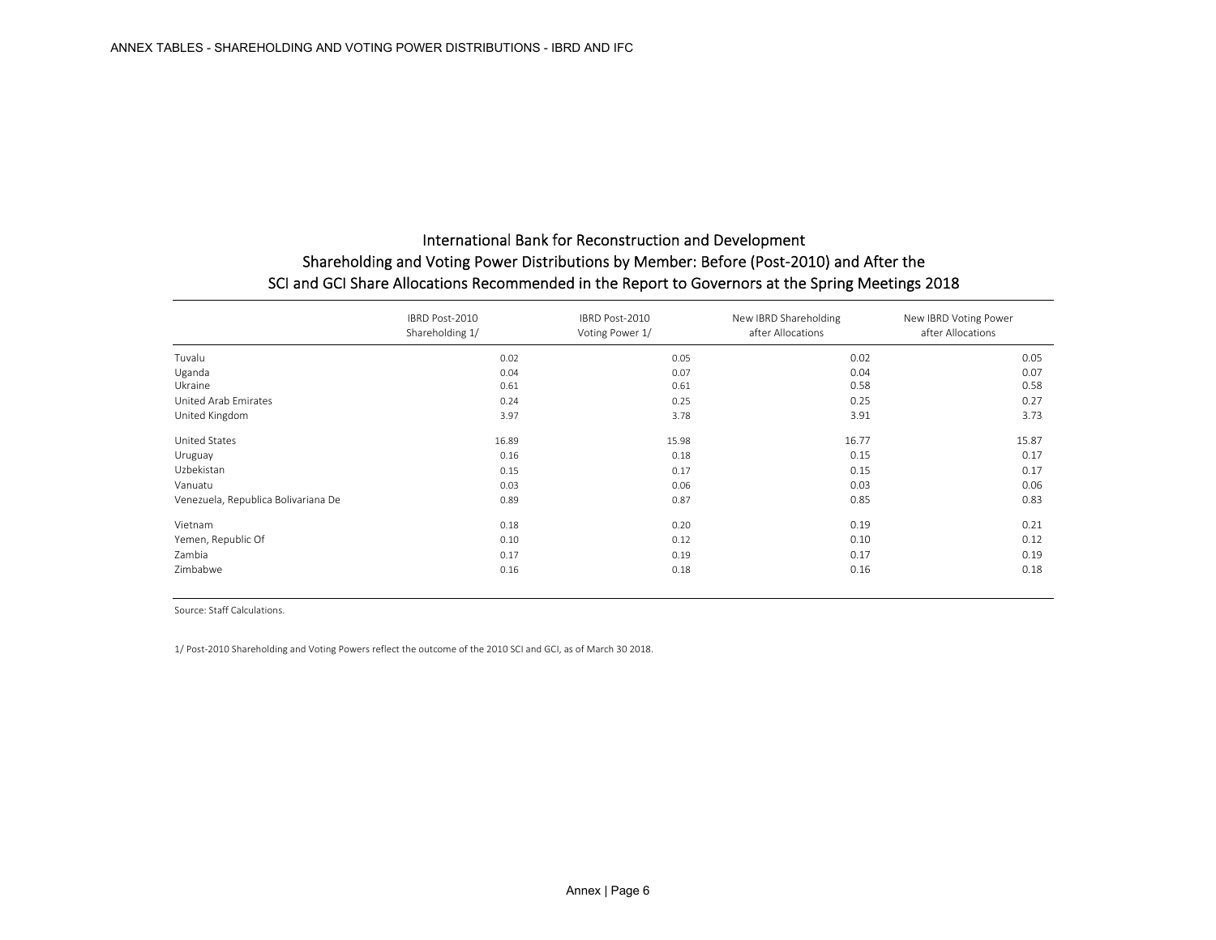ANNEX TABLES - SHAREHOLDING AND VOTING POWER DISTRIBUTIONS - IBRD AND IFC

## International Bank for Reconstruction and Development
## Shareholding and Voting Power Distributions by Member: Before (Post-2010) and After the SCI and GCI Share Allocations Recommended in the Report to Governors at the Spring Meetings 2018

| | IBRD Post-2010 Shareholding 1/ | IBRD Post-2010 Voting Power 1/ | New IBRD Shareholding after Allocations | New IBRD Voting Power after Allocations |
|---|---|---|---|---|
| Tuvalu | 0.02 | 0.05 | 0.02 | 0.05 |
| Uganda | 0.04 | 0.07 | 0.04 | 0.07 |
| Ukraine | 0.61 | 0.61 | 0.58 | 0.58 |
| United Arab Emirates | 0.24 | 0.25 | 0.25 | 0.27 |
| United Kingdom | 3.97 | 3.78 | 3.91 | 3.73 |
| United States | 16.89 | 15.98 | 16.77 | 15.87 |
| Uruguay | 0.16 | 0.18 | 0.15 | 0.17 |
| Uzbekistan | 0.15 | 0.17 | 0.15 | 0.17 |
| Vanuatu | 0.03 | 0.06 | 0.03 | 0.06 |
| Venezuela, Republica Bolivariana De | 0.89 | 0.87 | 0.85 | 0.83 |
| Vietnam | 0.18 | 0.20 | 0.19 | 0.21 |
| Yemen, Republic Of | 0.10 | 0.12 | 0.10 | 0.12 |
| Zambia | 0.17 | 0.19 | 0.17 | 0.19 |
| Zimbabwe | 0.16 | 0.18 | 0.16 | 0.18 |

Source: Staff Calculations.

1/ Post-2010 Shareholding and Voting Powers reflect the outcome of the 2010 SCI and GCI, as of March 30 2018.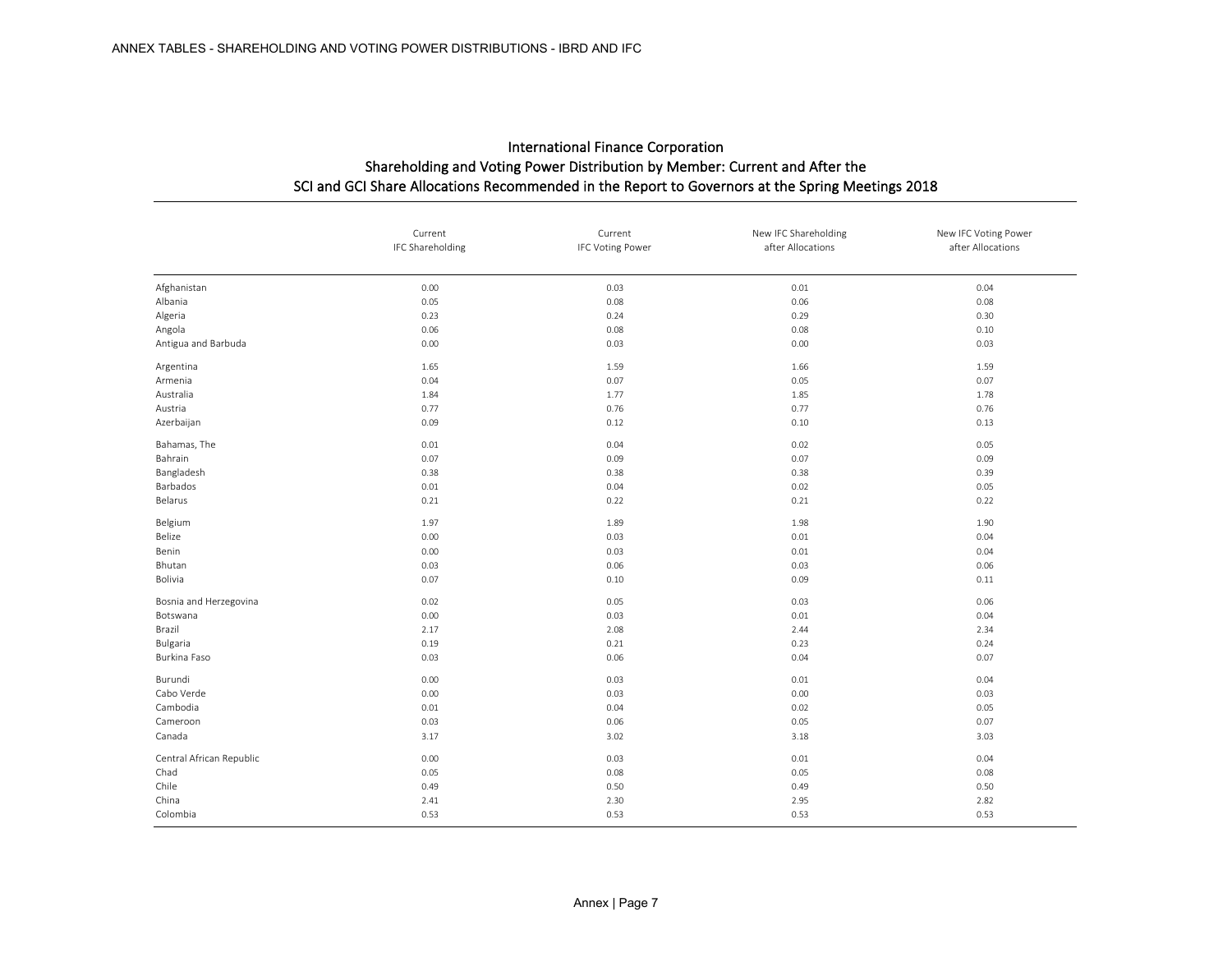## International Finance Corporation
## Shareholding and Voting Power Distribution by Member: Current and After the SCI and GCI Share Allocations Recommended in the Report to Governors at the Spring Meetings 2018

| | Current IFC Shareholding | Current IFC Voting Power | New IFC Shareholding after Allocations | New IFC Voting Power after Allocations |
|---|---|---|---|---|
| Afghanistan | 0.00 | 0.03 | 0.01 | 0.04 |
| Albania | 0.05 | 0.08 | 0.06 | 0.08 |
| Algeria | 0.23 | 0.24 | 0.29 | 0.30 |
| Angola | 0.06 | 0.08 | 0.08 | 0.10 |
| Antigua and Barbuda | 0.00 | 0.03 | 0.00 | 0.03 |
| Argentina | 1.65 | 1.59 | 1.66 | 1.59 |
| Armenia | 0.04 | 0.07 | 0.05 | 0.07 |
| Australia | 1.84 | 1.77 | 1.85 | 1.78 |
| Austria | 0.77 | 0.76 | 0.77 | 0.76 |
| Azerbaijan | 0.09 | 0.12 | 0.10 | 0.13 |
| Bahamas, The | 0.01 | 0.04 | 0.02 | 0.05 |
| Bahrain | 0.07 | 0.09 | 0.07 | 0.09 |
| Bangladesh | 0.38 | 0.38 | 0.38 | 0.39 |
| Barbados | 0.01 | 0.04 | 0.02 | 0.05 |
| Belarus | 0.21 | 0.22 | 0.21 | 0.22 |
| Belgium | 1.97 | 1.89 | 1.98 | 1.90 |
| Belize | 0.00 | 0.03 | 0.01 | 0.04 |
| Benin | 0.00 | 0.03 | 0.01 | 0.04 |
| Bhutan | 0.03 | 0.06 | 0.03 | 0.06 |
| Bolivia | 0.07 | 0.10 | 0.09 | 0.11 |
| Bosnia and Herzegovina | 0.02 | 0.05 | 0.03 | 0.06 |
| Botswana | 0.00 | 0.03 | 0.01 | 0.04 |
| Brazil | 2.17 | 2.08 | 2.44 | 2.34 |
| Bulgaria | 0.19 | 0.21 | 0.23 | 0.24 |
| Burkina Faso | 0.03 | 0.06 | 0.04 | 0.07 |
| Burundi | 0.00 | 0.03 | 0.01 | 0.04 |
| Cabo Verde | 0.00 | 0.03 | 0.00 | 0.03 |
| Cambodia | 0.01 | 0.04 | 0.02 | 0.05 |
| Cameroon | 0.03 | 0.06 | 0.05 | 0.07 |
| Canada | 3.17 | 3.02 | 3.18 | 3.03 |
| Central African Republic | 0.00 | 0.03 | 0.01 | 0.04 |
| Chad | 0.05 | 0.08 | 0.05 | 0.08 |
| Chile | 0.49 | 0.50 | 0.49 | 0.50 |
| China | 2.41 | 2.30 | 2.95 | 2.82 |
| Colombia | 0.53 | 0.53 | 0.53 | 0.53 |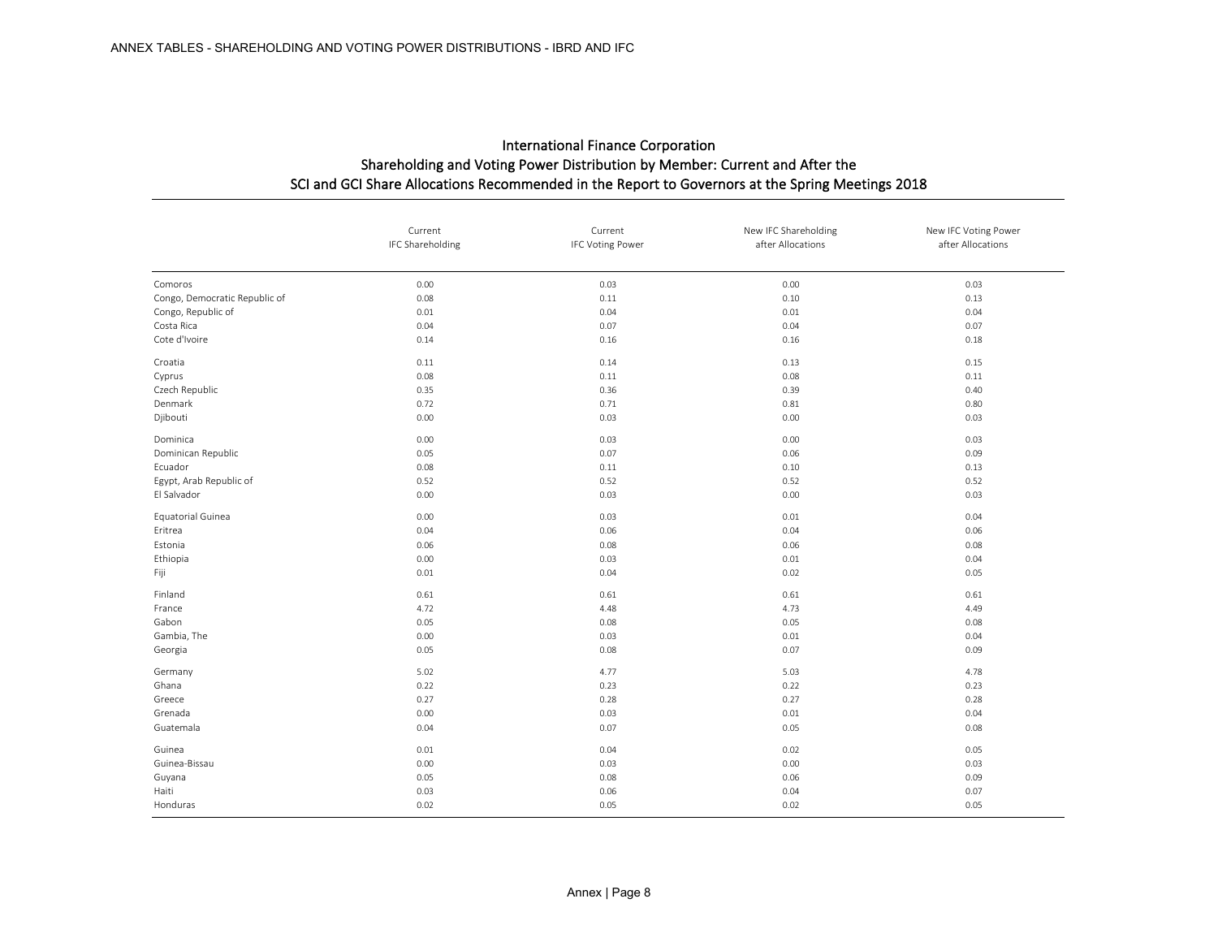## International Finance Corporation
## Shareholding and Voting Power Distribution by Member: Current and After the SCI and GCI Share Allocations Recommended in the Report to Governors at the Spring Meetings 2018

| | Current IFC Shareholding | Current IFC Voting Power | New IFC Shareholding after Allocations | New IFC Voting Power after Allocations |
|---|---|---|---|---|
| Comoros | 0.00 | 0.03 | 0.00 | 0.03 |
| Congo, Democratic Republic of | 0.08 | 0.11 | 0.10 | 0.13 |
| Congo, Republic of | 0.01 | 0.04 | 0.01 | 0.04 |
| Costa Rica | 0.04 | 0.07 | 0.04 | 0.07 |
| Cote d'Ivoire | 0.14 | 0.16 | 0.16 | 0.18 |
| Croatia | 0.11 | 0.14 | 0.13 | 0.15 |
| Cyprus | 0.08 | 0.11 | 0.08 | 0.11 |
| Czech Republic | 0.35 | 0.36 | 0.39 | 0.40 |
| Denmark | 0.72 | 0.71 | 0.81 | 0.80 |
| Djibouti | 0.00 | 0.03 | 0.00 | 0.03 |
| Dominica | 0.00 | 0.03 | 0.00 | 0.03 |
| Dominican Republic | 0.05 | 0.07 | 0.06 | 0.09 |
| Ecuador | 0.08 | 0.11 | 0.10 | 0.13 |
| Egypt, Arab Republic of | 0.52 | 0.52 | 0.52 | 0.52 |
| El Salvador | 0.00 | 0.03 | 0.00 | 0.03 |
| Equatorial Guinea | 0.00 | 0.03 | 0.01 | 0.04 |
| Eritrea | 0.04 | 0.06 | 0.04 | 0.06 |
| Estonia | 0.06 | 0.08 | 0.06 | 0.08 |
| Ethiopia | 0.00 | 0.03 | 0.01 | 0.04 |
| Fiji | 0.01 | 0.04 | 0.02 | 0.05 |
| Finland | 0.61 | 0.61 | 0.61 | 0.61 |
| France | 4.72 | 4.48 | 4.73 | 4.49 |
| Gabon | 0.05 | 0.08 | 0.05 | 0.08 |
| Gambia, The | 0.00 | 0.03 | 0.01 | 0.04 |
| Georgia | 0.05 | 0.08 | 0.07 | 0.09 |
| Germany | 5.02 | 4.77 | 5.03 | 4.78 |
| Ghana | 0.22 | 0.23 | 0.22 | 0.23 |
| Greece | 0.27 | 0.28 | 0.27 | 0.28 |
| Grenada | 0.00 | 0.03 | 0.01 | 0.04 |
| Guatemala | 0.04 | 0.07 | 0.05 | 0.08 |
| Guinea | 0.01 | 0.04 | 0.02 | 0.05 |
| Guinea-Bissau | 0.00 | 0.03 | 0.00 | 0.03 |
| Guyana | 0.05 | 0.08 | 0.06 | 0.09 |
| Haiti | 0.03 | 0.06 | 0.04 | 0.07 |
| Honduras | 0.02 | 0.05 | 0.02 | 0.05 |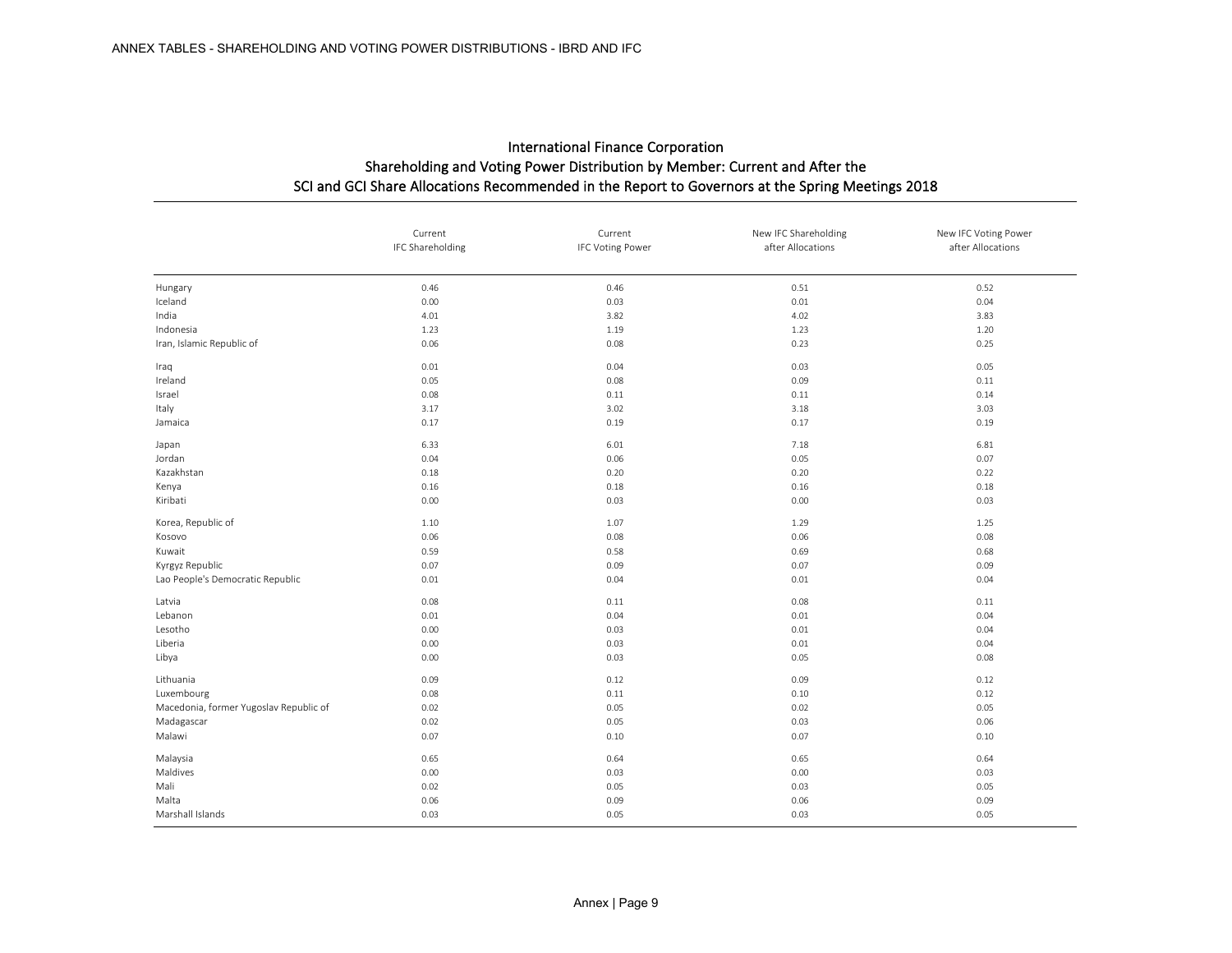## International Finance Corporation
## Shareholding and Voting Power Distribution by Member: Current and After the SCI and GCI Share Allocations Recommended in the Report to Governors at the Spring Meetings 2018

| | Current IFC Shareholding | Current IFC Voting Power | New IFC Shareholding after Allocations | New IFC Voting Power after Allocations |
|---|---|---|---|---|
| Hungary | 0.46 | 0.46 | 0.51 | 0.52 |
| Iceland | 0.00 | 0.03 | 0.01 | 0.04 |
| India | 4.01 | 3.82 | 4.02 | 3.83 |
| Indonesia | 1.23 | 1.19 | 1.23 | 1.20 |
| Iran, Islamic Republic of | 0.06 | 0.08 | 0.23 | 0.25 |
| Iraq | 0.01 | 0.04 | 0.03 | 0.05 |
| Ireland | 0.05 | 0.08 | 0.09 | 0.11 |
| Israel | 0.08 | 0.11 | 0.11 | 0.14 |
| Italy | 3.17 | 3.02 | 3.18 | 3.03 |
| Jamaica | 0.17 | 0.19 | 0.17 | 0.19 |
| Japan | 6.33 | 6.01 | 7.18 | 6.81 |
| Jordan | 0.04 | 0.06 | 0.05 | 0.07 |
| Kazakhstan | 0.18 | 0.20 | 0.20 | 0.22 |
| Kenya | 0.16 | 0.18 | 0.16 | 0.18 |
| Kiribati | 0.00 | 0.03 | 0.00 | 0.03 |
| Korea, Republic of | 1.10 | 1.07 | 1.29 | 1.25 |
| Kosovo | 0.06 | 0.08 | 0.06 | 0.08 |
| Kuwait | 0.59 | 0.58 | 0.69 | 0.68 |
| Kyrgyz Republic | 0.07 | 0.09 | 0.07 | 0.09 |
| Lao People's Democratic Republic | 0.01 | 0.04 | 0.01 | 0.04 |
| Latvia | 0.08 | 0.11 | 0.08 | 0.11 |
| Lebanon | 0.01 | 0.04 | 0.01 | 0.04 |
| Lesotho | 0.00 | 0.03 | 0.01 | 0.04 |
| Liberia | 0.00 | 0.03 | 0.01 | 0.04 |
| Libya | 0.00 | 0.03 | 0.05 | 0.08 |
| Lithuania | 0.09 | 0.12 | 0.09 | 0.12 |
| Luxembourg | 0.08 | 0.11 | 0.10 | 0.12 |
| Macedonia, former Yugoslav Republic of | 0.02 | 0.05 | 0.02 | 0.05 |
| Madagascar | 0.02 | 0.05 | 0.03 | 0.06 |
| Malawi | 0.07 | 0.10 | 0.07 | 0.10 |
| Malaysia | 0.65 | 0.64 | 0.65 | 0.64 |
| Maldives | 0.00 | 0.03 | 0.00 | 0.03 |
| Mali | 0.02 | 0.05 | 0.03 | 0.05 |
| Malta | 0.06 | 0.09 | 0.06 | 0.09 |
| Marshall Islands | 0.03 | 0.05 | 0.03 | 0.05 |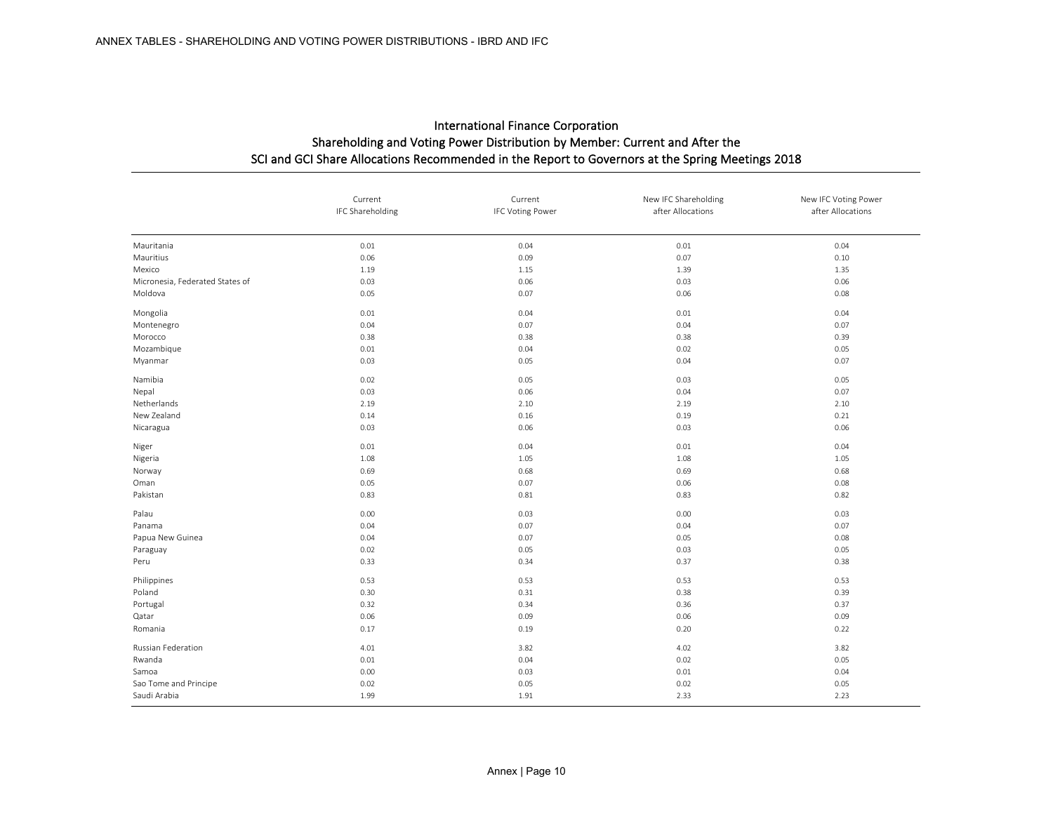ANNEX TABLES - SHAREHOLDING AND VOTING POWER DISTRIBUTIONS - IBRD AND IFC

## International Finance Corporation
## Shareholding and Voting Power Distribution by Member: Current and After the SCI and GCI Share Allocations Recommended in the Report to Governors at the Spring Meetings 2018

| | Current IFC Shareholding | Current IFC Voting Power | New IFC Shareholding after Allocations | New IFC Voting Power after Allocations |
|---|---|---|---|---|
| Mauritania | 0.01 | 0.04 | 0.01 | 0.04 |
| Mauritius | 0.06 | 0.09 | 0.07 | 0.10 |
| Mexico | 1.19 | 1.15 | 1.39 | 1.35 |
| Micronesia, Federated States of | 0.03 | 0.06 | 0.03 | 0.06 |
| Moldova | 0.05 | 0.07 | 0.06 | 0.08 |
| Mongolia | 0.01 | 0.04 | 0.01 | 0.04 |
| Montenegro | 0.04 | 0.07 | 0.04 | 0.07 |
| Morocco | 0.38 | 0.38 | 0.38 | 0.39 |
| Mozambique | 0.01 | 0.04 | 0.02 | 0.05 |
| Myanmar | 0.03 | 0.05 | 0.04 | 0.07 |
| Namibia | 0.02 | 0.05 | 0.03 | 0.05 |
| Nepal | 0.03 | 0.06 | 0.04 | 0.07 |
| Netherlands | 2.19 | 2.10 | 2.19 | 2.10 |
| New Zealand | 0.14 | 0.16 | 0.19 | 0.21 |
| Nicaragua | 0.03 | 0.06 | 0.03 | 0.06 |
| Niger | 0.01 | 0.04 | 0.01 | 0.04 |
| Nigeria | 1.08 | 1.05 | 1.08 | 1.05 |
| Norway | 0.69 | 0.68 | 0.69 | 0.68 |
| Oman | 0.05 | 0.07 | 0.06 | 0.08 |
| Pakistan | 0.83 | 0.81 | 0.83 | 0.82 |
| Palau | 0.00 | 0.03 | 0.00 | 0.03 |
| Panama | 0.04 | 0.07 | 0.04 | 0.07 |
| Papua New Guinea | 0.04 | 0.07 | 0.05 | 0.08 |
| Paraguay | 0.02 | 0.05 | 0.03 | 0.05 |
| Peru | 0.33 | 0.34 | 0.37 | 0.38 |
| Philippines | 0.53 | 0.53 | 0.53 | 0.53 |
| Poland | 0.30 | 0.31 | 0.38 | 0.39 |
| Portugal | 0.32 | 0.34 | 0.36 | 0.37 |
| Qatar | 0.06 | 0.09 | 0.06 | 0.09 |
| Romania | 0.17 | 0.19 | 0.20 | 0.22 |
| Russian Federation | 4.01 | 3.82 | 4.02 | 3.82 |
| Rwanda | 0.01 | 0.04 | 0.02 | 0.05 |
| Samoa | 0.00 | 0.03 | 0.01 | 0.04 |
| Sao Tome and Principe | 0.02 | 0.05 | 0.02 | 0.05 |
| Saudi Arabia | 1.99 | 1.91 | 2.33 | 2.23 |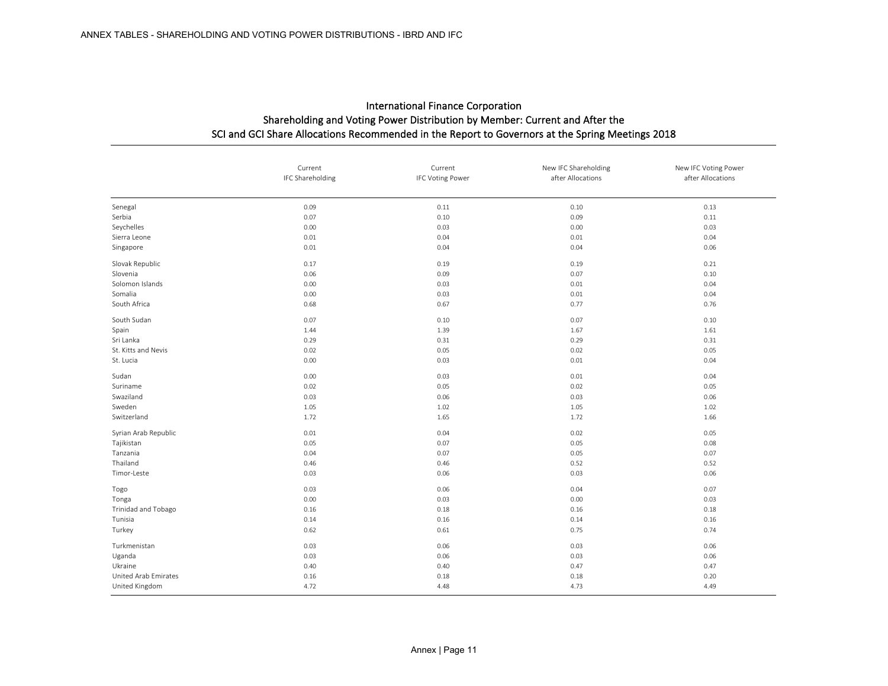## International Finance Corporation
## Shareholding and Voting Power Distribution by Member: Current and After the SCI and GCI Share Allocations Recommended in the Report to Governors at the Spring Meetings 2018

| | Current IFC Shareholding | Current IFC Voting Power | New IFC Shareholding after Allocations | New IFC Voting Power after Allocations |
|---|---|---|---|---|
| Senegal | 0.09 | 0.11 | 0.10 | 0.13 |
| Serbia | 0.07 | 0.10 | 0.09 | 0.11 |
| Seychelles | 0.00 | 0.03 | 0.00 | 0.03 |
| Sierra Leone | 0.01 | 0.04 | 0.01 | 0.04 |
| Singapore | 0.01 | 0.04 | 0.04 | 0.06 |
| Slovak Republic | 0.17 | 0.19 | 0.19 | 0.21 |
| Slovenia | 0.06 | 0.09 | 0.07 | 0.10 |
| Solomon Islands | 0.00 | 0.03 | 0.01 | 0.04 |
| Somalia | 0.00 | 0.03 | 0.01 | 0.04 |
| South Africa | 0.68 | 0.67 | 0.77 | 0.76 |
| South Sudan | 0.07 | 0.10 | 0.07 | 0.10 |
| Spain | 1.44 | 1.39 | 1.67 | 1.61 |
| Sri Lanka | 0.29 | 0.31 | 0.29 | 0.31 |
| St. Kitts and Nevis | 0.02 | 0.05 | 0.02 | 0.05 |
| St. Lucia | 0.00 | 0.03 | 0.01 | 0.04 |
| Sudan | 0.00 | 0.03 | 0.01 | 0.04 |
| Suriname | 0.02 | 0.05 | 0.02 | 0.05 |
| Swaziland | 0.03 | 0.06 | 0.03 | 0.06 |
| Sweden | 1.05 | 1.02 | 1.05 | 1.02 |
| Switzerland | 1.72 | 1.65 | 1.72 | 1.66 |
| Syrian Arab Republic | 0.01 | 0.04 | 0.02 | 0.05 |
| Tajikistan | 0.05 | 0.07 | 0.05 | 0.08 |
| Tanzania | 0.04 | 0.07 | 0.05 | 0.07 |
| Thailand | 0.46 | 0.46 | 0.52 | 0.52 |
| Timor-Leste | 0.03 | 0.06 | 0.03 | 0.06 |
| Togo | 0.03 | 0.06 | 0.04 | 0.07 |
| Tonga | 0.00 | 0.03 | 0.00 | 0.03 |
| Trinidad and Tobago | 0.16 | 0.18 | 0.16 | 0.18 |
| Tunisia | 0.14 | 0.16 | 0.14 | 0.16 |
| Turkey | 0.62 | 0.61 | 0.75 | 0.74 |
| Turkmenistan | 0.03 | 0.06 | 0.03 | 0.06 |
| Uganda | 0.03 | 0.06 | 0.03 | 0.06 |
| Ukraine | 0.40 | 0.40 | 0.47 | 0.47 |
| United Arab Emirates | 0.16 | 0.18 | 0.18 | 0.20 |
| United Kingdom | 4.72 | 4.48 | 4.73 | 4.49 |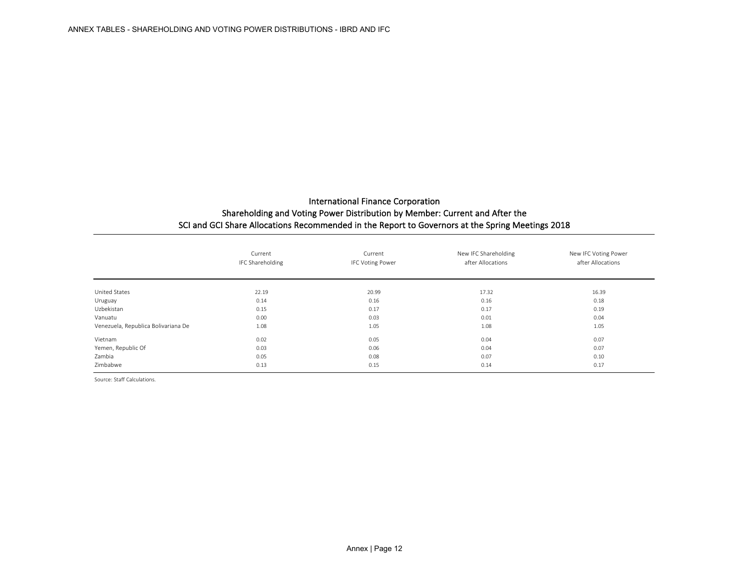## International Finance Corporation
### Shareholding and Voting Power Distribution by Member: Current and After the SCI and GCI Share Allocations Recommended in the Report to Governors at the Spring Meetings 2018

| | Current IFC Shareholding | Current IFC Voting Power | New IFC Shareholding after Allocations | New IFC Voting Power after Allocations |
|---|---|---|---|---|
| United States | 22.19 | 20.99 | 17.32 | 16.39 |
| Uruguay | 0.14 | 0.16 | 0.16 | 0.18 |
| Uzbekistan | 0.15 | 0.17 | 0.17 | 0.19 |
| Vanuatu | 0.00 | 0.03 | 0.01 | 0.04 |
| Venezuela, Republica Bolivariana De | 1.08 | 1.05 | 1.08 | 1.05 |
| Vietnam | 0.02 | 0.05 | 0.04 | 0.07 |
| Yemen, Republic Of | 0.03 | 0.06 | 0.04 | 0.07 |
| Zambia | 0.05 | 0.08 | 0.07 | 0.10 |
| Zimbabwe | 0.13 | 0.15 | 0.14 | 0.17 |

Source: Staff Calculations.